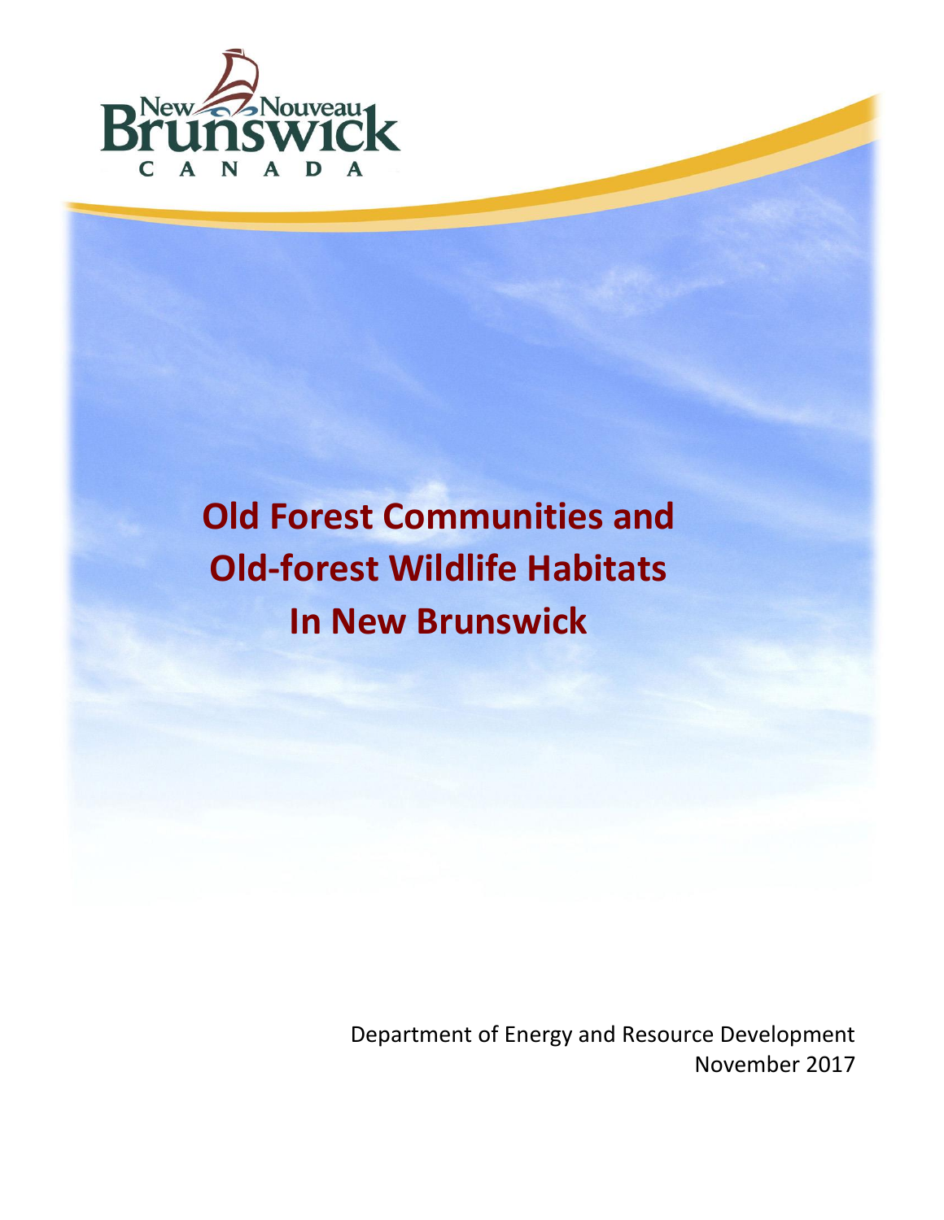New Nouveau Brunswick CANADA

# Old Forest Communities and Old-forest Wildlife Habitats In New Brunswick

Department of Energy and Resource Development
November 2017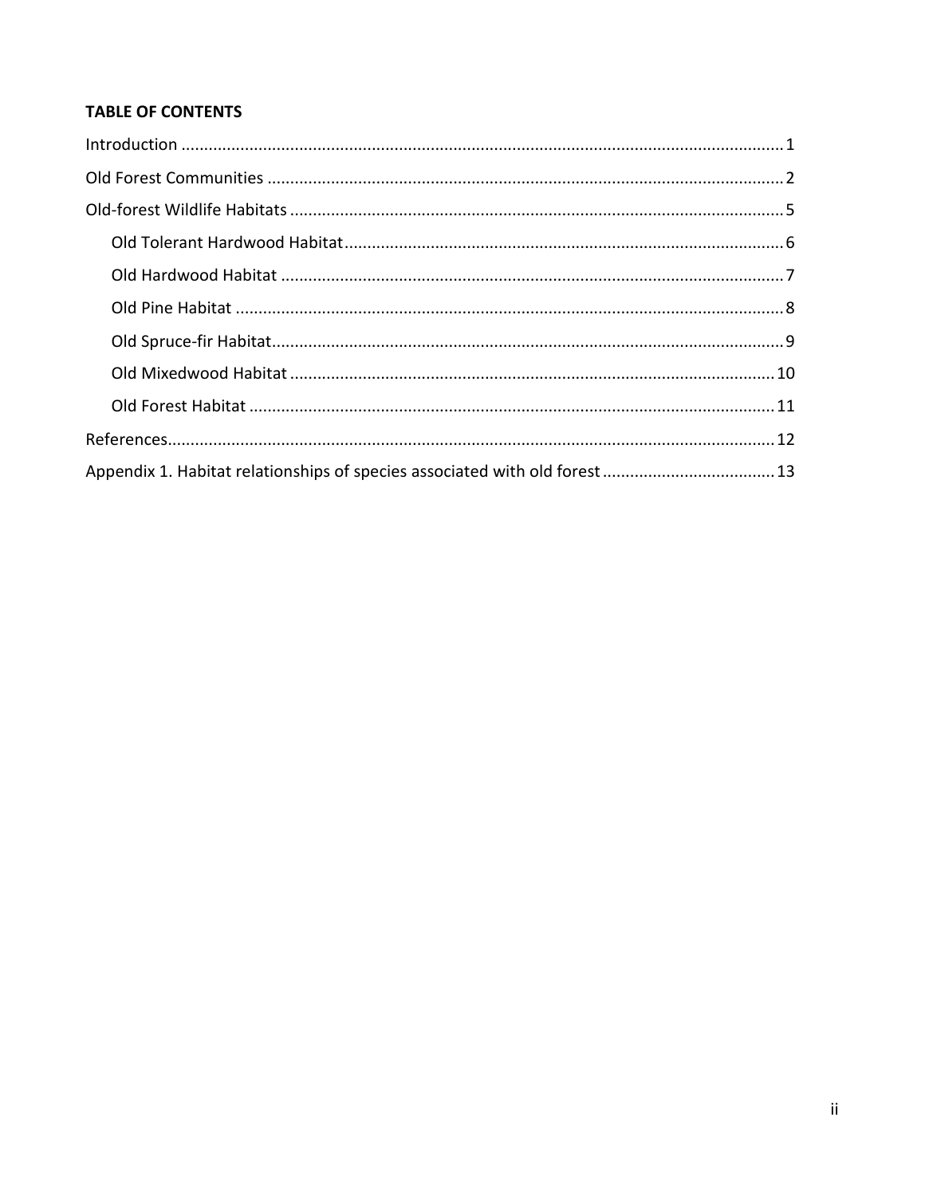**TABLE OF CONTENTS**

Introduction ........................................................................................................................ 1

Old Forest Communities ..................................................................................................... 2

Old-forest Wildlife Habitats ................................................................................................ 5

- Old Tolerant Hardwood Habitat ..................................................................................... 6
- Old Hardwood Habitat ................................................................................................... 7
- Old Pine Habitat ............................................................................................................. 8
- Old Spruce-fir Habitat ..................................................................................................... 9
- Old Mixedwood Habitat ................................................................................................ 10
- Old Forest Habitat ......................................................................................................... 11

References .......................................................................................................................... 12

Appendix 1. Habitat relationships of species associated with old forest ........................... 13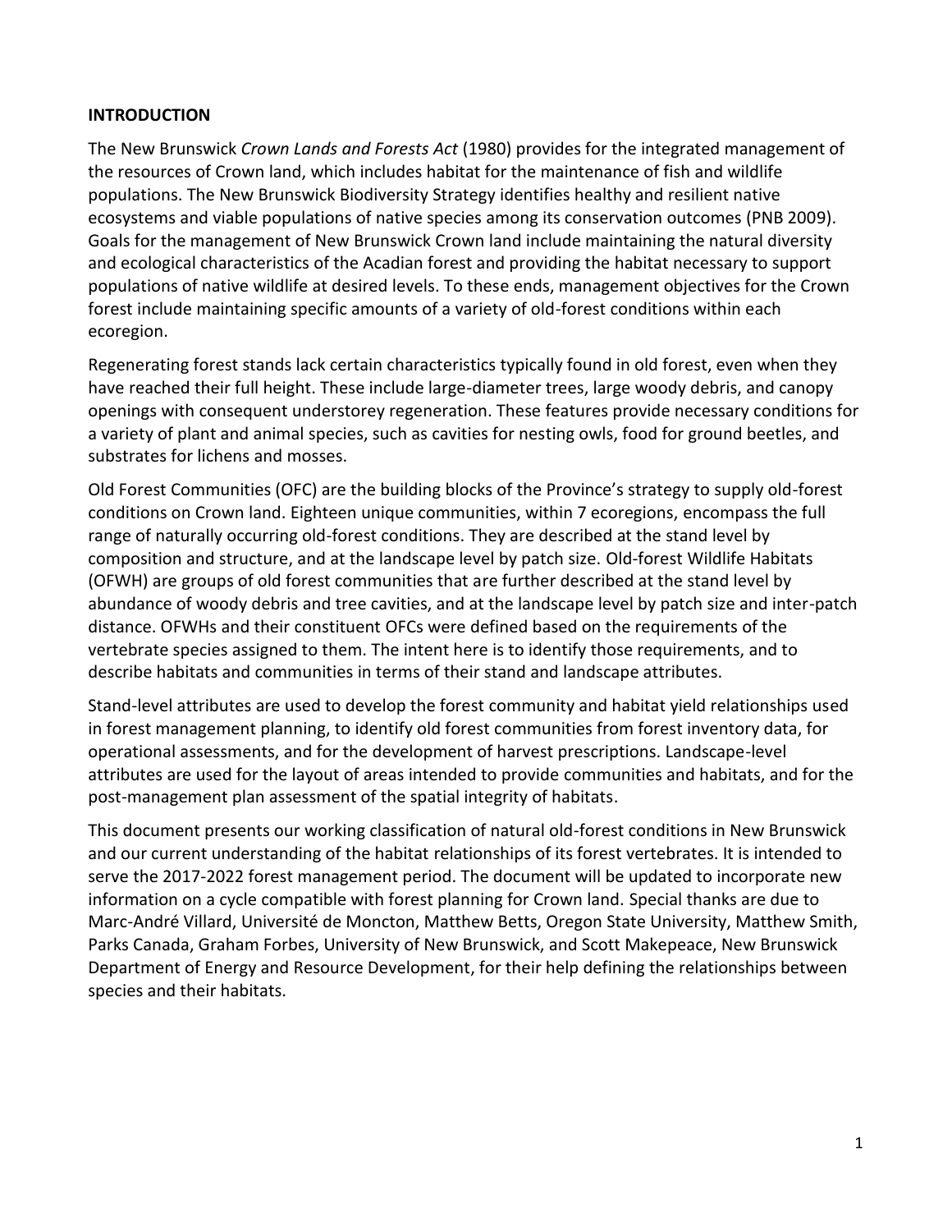## INTRODUCTION

The New Brunswick *Crown Lands and Forests Act* (1980) provides for the integrated management of the resources of Crown land, which includes habitat for the maintenance of fish and wildlife populations. The New Brunswick Biodiversity Strategy identifies healthy and resilient native ecosystems and viable populations of native species among its conservation outcomes (PNB 2009). Goals for the management of New Brunswick Crown land include maintaining the natural diversity and ecological characteristics of the Acadian forest and providing the habitat necessary to support populations of native wildlife at desired levels. To these ends, management objectives for the Crown forest include maintaining specific amounts of a variety of old-forest conditions within each ecoregion.

Regenerating forest stands lack certain characteristics typically found in old forest, even when they have reached their full height. These include large-diameter trees, large woody debris, and canopy openings with consequent understorey regeneration. These features provide necessary conditions for a variety of plant and animal species, such as cavities for nesting owls, food for ground beetles, and substrates for lichens and mosses.

Old Forest Communities (OFC) are the building blocks of the Province's strategy to supply old-forest conditions on Crown land. Eighteen unique communities, within 7 ecoregions, encompass the full range of naturally occurring old-forest conditions. They are described at the stand level by composition and structure, and at the landscape level by patch size. Old-forest Wildlife Habitats (OFWH) are groups of old forest communities that are further described at the stand level by abundance of woody debris and tree cavities, and at the landscape level by patch size and inter-patch distance. OFWHs and their constituent OFCs were defined based on the requirements of the vertebrate species assigned to them. The intent here is to identify those requirements, and to describe habitats and communities in terms of their stand and landscape attributes.

Stand-level attributes are used to develop the forest community and habitat yield relationships used in forest management planning, to identify old forest communities from forest inventory data, for operational assessments, and for the development of harvest prescriptions. Landscape-level attributes are used for the layout of areas intended to provide communities and habitats, and for the post-management plan assessment of the spatial integrity of habitats.

This document presents our working classification of natural old-forest conditions in New Brunswick and our current understanding of the habitat relationships of its forest vertebrates. It is intended to serve the 2017-2022 forest management period. The document will be updated to incorporate new information on a cycle compatible with forest planning for Crown land. Special thanks are due to Marc-André Villard, Université de Moncton, Matthew Betts, Oregon State University, Matthew Smith, Parks Canada, Graham Forbes, University of New Brunswick, and Scott Makepeace, New Brunswick Department of Energy and Resource Development, for their help defining the relationships between species and their habitats.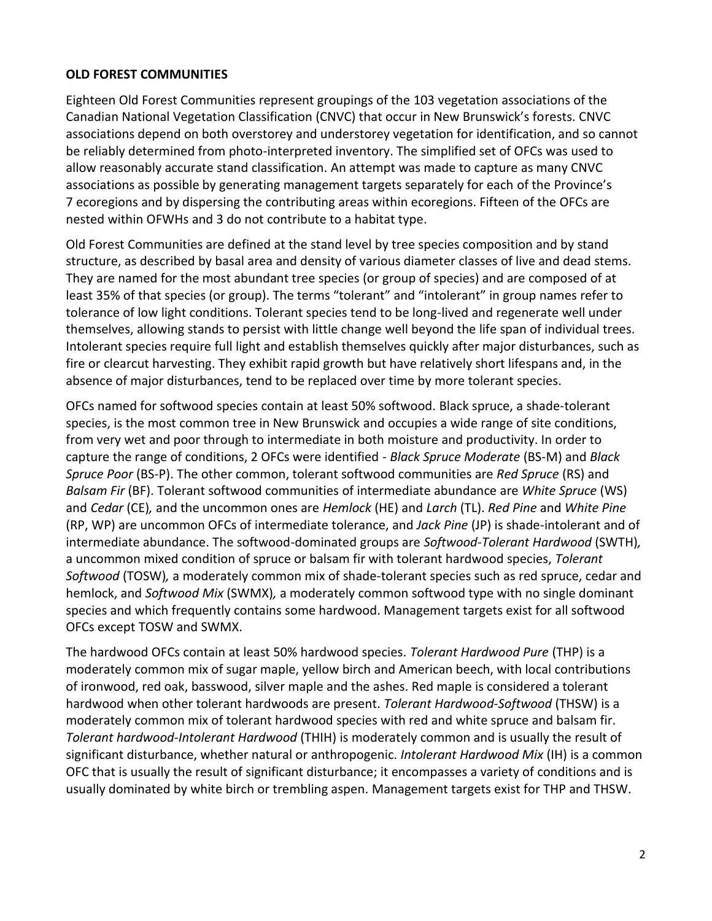## OLD FOREST COMMUNITIES

Eighteen Old Forest Communities represent groupings of the 103 vegetation associations of the Canadian National Vegetation Classification (CNVC) that occur in New Brunswick's forests. CNVC associations depend on both overstorey and understorey vegetation for identification, and so cannot be reliably determined from photo-interpreted inventory. The simplified set of OFCs was used to allow reasonably accurate stand classification. An attempt was made to capture as many CNVC associations as possible by generating management targets separately for each of the Province's 7 ecoregions and by dispersing the contributing areas within ecoregions. Fifteen of the OFCs are nested within OFWHs and 3 do not contribute to a habitat type.

Old Forest Communities are defined at the stand level by tree species composition and by stand structure, as described by basal area and density of various diameter classes of live and dead stems. They are named for the most abundant tree species (or group of species) and are composed of at least 35% of that species (or group). The terms "tolerant" and "intolerant" in group names refer to tolerance of low light conditions. Tolerant species tend to be long-lived and regenerate well under themselves, allowing stands to persist with little change well beyond the life span of individual trees. Intolerant species require full light and establish themselves quickly after major disturbances, such as fire or clearcut harvesting. They exhibit rapid growth but have relatively short lifespans and, in the absence of major disturbances, tend to be replaced over time by more tolerant species.

OFCs named for softwood species contain at least 50% softwood. Black spruce, a shade-tolerant species, is the most common tree in New Brunswick and occupies a wide range of site conditions, from very wet and poor through to intermediate in both moisture and productivity. In order to capture the range of conditions, 2 OFCs were identified - *Black Spruce Moderate* (BS-M) and *Black Spruce Poor* (BS-P). The other common, tolerant softwood communities are *Red Spruce* (RS) and *Balsam Fir* (BF). Tolerant softwood communities of intermediate abundance are *White Spruce* (WS) and *Cedar* (CE)*,* and the uncommon ones are *Hemlock* (HE) and *Larch* (TL). *Red Pine* and *White Pine* (RP, WP) are uncommon OFCs of intermediate tolerance, and *Jack Pine* (JP) is shade-intolerant and of intermediate abundance. The softwood-dominated groups are *Softwood-Tolerant Hardwood* (SWTH)*,* a uncommon mixed condition of spruce or balsam fir with tolerant hardwood species, *Tolerant Softwood* (TOSW)*,* a moderately common mix of shade-tolerant species such as red spruce, cedar and hemlock, and *Softwood Mix* (SWMX)*,* a moderately common softwood type with no single dominant species and which frequently contains some hardwood. Management targets exist for all softwood OFCs except TOSW and SWMX.

The hardwood OFCs contain at least 50% hardwood species. *Tolerant Hardwood Pure* (THP) is a moderately common mix of sugar maple, yellow birch and American beech, with local contributions of ironwood, red oak, basswood, silver maple and the ashes. Red maple is considered a tolerant hardwood when other tolerant hardwoods are present. *Tolerant Hardwood-Softwood* (THSW) is a moderately common mix of tolerant hardwood species with red and white spruce and balsam fir. *Tolerant hardwood-Intolerant Hardwood* (THIH) is moderately common and is usually the result of significant disturbance, whether natural or anthropogenic. *Intolerant Hardwood Mix* (IH) is a common OFC that is usually the result of significant disturbance; it encompasses a variety of conditions and is usually dominated by white birch or trembling aspen. Management targets exist for THP and THSW.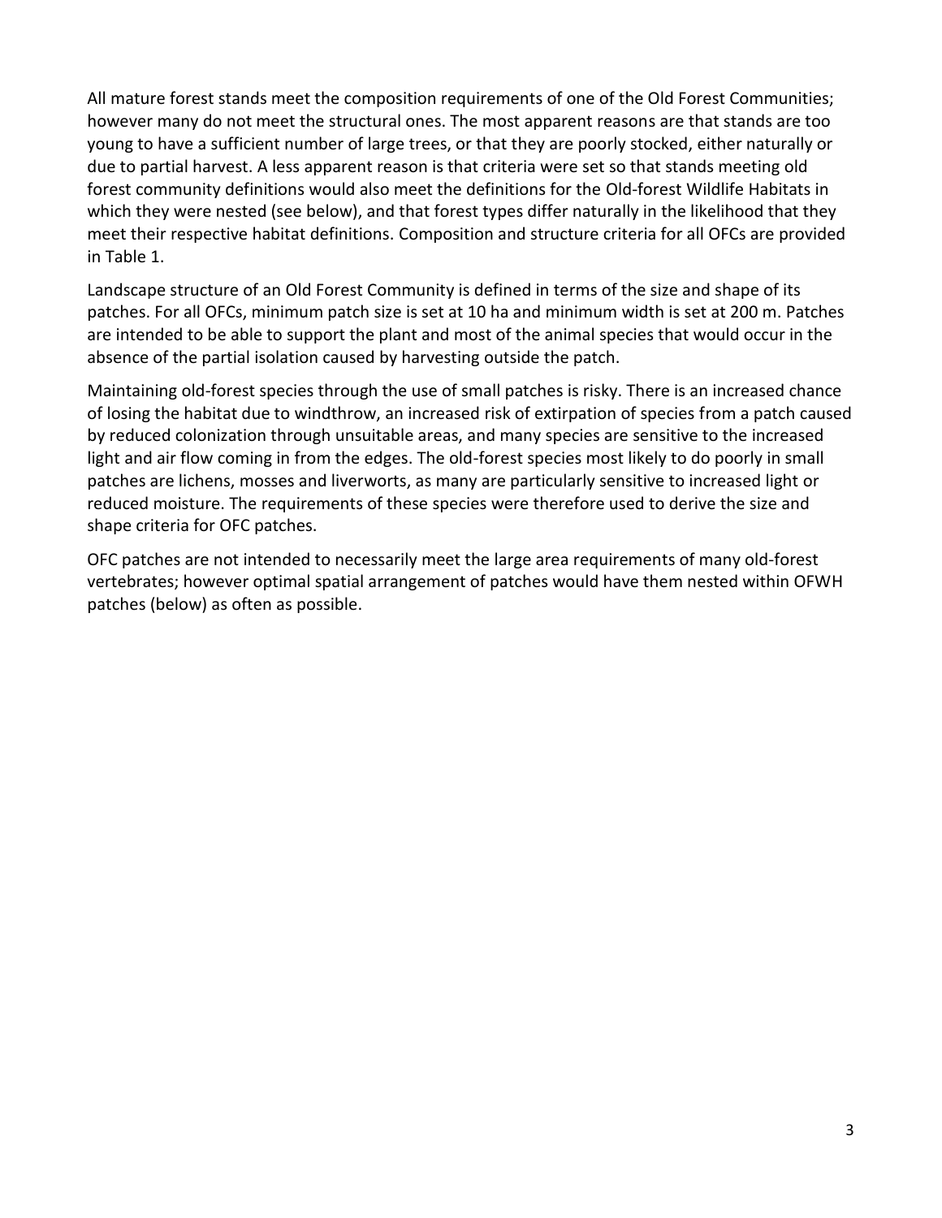All mature forest stands meet the composition requirements of one of the Old Forest Communities; however many do not meet the structural ones. The most apparent reasons are that stands are too young to have a sufficient number of large trees, or that they are poorly stocked, either naturally or due to partial harvest. A less apparent reason is that criteria were set so that stands meeting old forest community definitions would also meet the definitions for the Old-forest Wildlife Habitats in which they were nested (see below), and that forest types differ naturally in the likelihood that they meet their respective habitat definitions. Composition and structure criteria for all OFCs are provided in Table 1.

Landscape structure of an Old Forest Community is defined in terms of the size and shape of its patches. For all OFCs, minimum patch size is set at 10 ha and minimum width is set at 200 m. Patches are intended to be able to support the plant and most of the animal species that would occur in the absence of the partial isolation caused by harvesting outside the patch.

Maintaining old-forest species through the use of small patches is risky. There is an increased chance of losing the habitat due to windthrow, an increased risk of extirpation of species from a patch caused by reduced colonization through unsuitable areas, and many species are sensitive to the increased light and air flow coming in from the edges. The old-forest species most likely to do poorly in small patches are lichens, mosses and liverworts, as many are particularly sensitive to increased light or reduced moisture. The requirements of these species were therefore used to derive the size and shape criteria for OFC patches.

OFC patches are not intended to necessarily meet the large area requirements of many old-forest vertebrates; however optimal spatial arrangement of patches would have them nested within OFWH patches (below) as often as possible.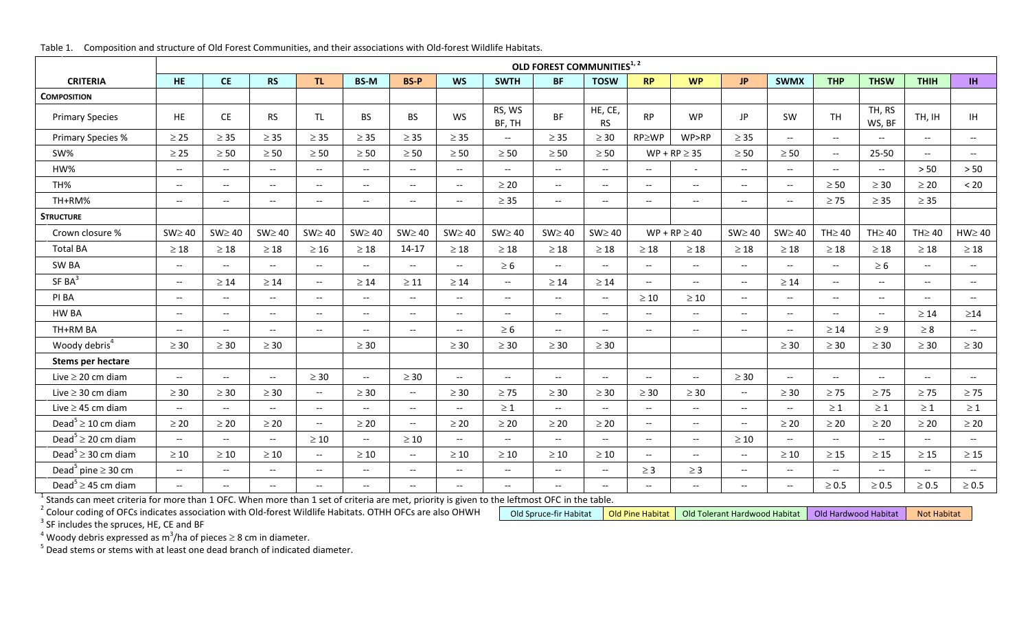Table 1. Composition and structure of Old Forest Communities, and their associations with Old-forest Wildlife Habitats.

| | OLD FOREST COMMUNITIES[1, 2] | | | | | | | | | | | | | | | | | |
|---|---|---|---|---|---|---|---|---|---|---|---|---|---|---|---|---|---|---|
| **CRITERIA** | **HE** | **CE** | **RS** | **TL** | **BS-M** | **BS-P** | **WS** | **SWTH** | **BF** | **TOSW** | **RP** | **WP** | **JP** | **SWMX** | **THP** | **THSW** | **THIH** | **IH** |
| **COMPOSITION** | | | | | | | | | | | | | | | | | | |
| Primary Species | HE | CE | RS | TL | BS | BS | WS | RS, WS BF, TH | BF | HE, CE, RS | RP | WP | JP | SW | TH | TH, RS WS, BF | TH, IH | IH |
| Primary Species % | ≥ 25 | ≥ 35 | ≥ 35 | ≥ 35 | ≥ 35 | ≥ 35 | ≥ 35 | -- | ≥ 35 | ≥ 30 | RP≥WP | WP>RP | ≥ 35 | -- | -- | -- | -- | -- |
| SW% | ≥ 25 | ≥ 50 | ≥ 50 | ≥ 50 | ≥ 50 | ≥ 50 | ≥ 50 | ≥ 50 | ≥ 50 | ≥ 50 | WP + RP ≥ 35 | | ≥ 50 | ≥ 50 | -- | 25-50 | -- | -- |
| HW% | -- | -- | -- | -- | -- | -- | -- | -- | -- | -- | -- | - | -- | -- | -- | -- | > 50 | > 50 |
| TH% | -- | -- | -- | -- | -- | -- | -- | ≥ 20 | -- | -- | -- | -- | -- | -- | ≥ 50 | ≥ 30 | ≥ 20 | < 20 |
| TH+RM% | -- | -- | -- | -- | -- | -- | -- | ≥ 35 | -- | -- | -- | -- | -- | -- | ≥ 75 | ≥ 35 | ≥ 35 | |
| **STRUCTURE** | | | | | | | | | | | | | | | | | | |
| Crown closure % | SW≥ 40 | SW≥ 40 | SW≥ 40 | SW≥ 40 | SW≥ 40 | SW≥ 40 | SW≥ 40 | SW≥ 40 | SW≥ 40 | SW≥ 40 | WP + RP ≥ 40 | | SW≥ 40 | SW≥ 40 | TH≥ 40 | TH≥ 40 | TH≥ 40 | HW≥ 40 |
| Total BA | ≥ 18 | ≥ 18 | ≥ 18 | ≥ 16 | ≥ 18 | 14-17 | ≥ 18 | ≥ 18 | ≥ 18 | ≥ 18 | ≥ 18 | ≥ 18 | ≥ 18 | ≥ 18 | ≥ 18 | ≥ 18 | ≥ 18 | ≥ 18 |
| SW BA | -- | -- | -- | -- | -- | -- | -- | ≥ 6 | -- | -- | -- | -- | -- | -- | -- | ≥ 6 | -- | -- |
| SF BA[3] | -- | ≥ 14 | ≥ 14 | -- | ≥ 14 | ≥ 11 | ≥ 14 | -- | ≥ 14 | ≥ 14 | -- | -- | -- | ≥ 14 | -- | -- | -- | -- |
| PI BA | -- | -- | -- | -- | -- | -- | -- | -- | -- | -- | ≥ 10 | ≥ 10 | -- | -- | -- | -- | -- | -- |
| HW BA | -- | -- | -- | -- | -- | -- | -- | -- | -- | -- | -- | -- | -- | -- | -- | -- | ≥ 14 | ≥14 |
| TH+RM BA | -- | -- | -- | -- | -- | -- | -- | ≥ 6 | -- | -- | -- | -- | -- | -- | ≥ 14 | ≥ 9 | ≥ 8 | -- |
| Woody debris[4] | ≥ 30 | ≥ 30 | ≥ 30 | | ≥ 30 | | ≥ 30 | ≥ 30 | ≥ 30 | ≥ 30 | | | | ≥ 30 | ≥ 30 | ≥ 30 | ≥ 30 | ≥ 30 |
| **Stems per hectare** | | | | | | | | | | | | | | | | | | |
| Live ≥ 20 cm diam | -- | -- | -- | ≥ 30 | -- | ≥ 30 | -- | -- | -- | -- | -- | -- | ≥ 30 | -- | -- | -- | -- | -- |
| Live ≥ 30 cm diam | ≥ 30 | ≥ 30 | ≥ 30 | -- | ≥ 30 | -- | ≥ 30 | ≥ 75 | ≥ 30 | ≥ 30 | ≥ 30 | ≥ 30 | -- | ≥ 30 | ≥ 75 | ≥ 75 | ≥ 75 | ≥ 75 |
| Live ≥ 45 cm diam | -- | -- | -- | -- | -- | -- | -- | ≥ 1 | -- | -- | -- | -- | -- | -- | ≥ 1 | ≥ 1 | ≥ 1 | ≥ 1 |
| Dead[5] ≥ 10 cm diam | ≥ 20 | ≥ 20 | ≥ 20 | -- | ≥ 20 | -- | ≥ 20 | ≥ 20 | ≥ 20 | ≥ 20 | -- | -- | -- | ≥ 20 | ≥ 20 | ≥ 20 | ≥ 20 | ≥ 20 |
| Dead[5] ≥ 20 cm diam | -- | -- | -- | ≥ 10 | -- | ≥ 10 | -- | -- | -- | -- | -- | -- | ≥ 10 | -- | -- | -- | -- | -- |
| Dead[5] ≥ 30 cm diam | ≥ 10 | ≥ 10 | ≥ 10 | -- | ≥ 10 | -- | ≥ 10 | ≥ 10 | ≥ 10 | ≥ 10 | -- | -- | -- | ≥ 10 | ≥ 15 | ≥ 15 | ≥ 15 | ≥ 15 |
| Dead[5] pine ≥ 30 cm | -- | -- | -- | -- | -- | -- | -- | -- | -- | -- | ≥ 3 | ≥ 3 | -- | -- | -- | -- | -- | -- |
| Dead[5] ≥ 45 cm diam | -- | -- | -- | -- | -- | -- | -- | -- | -- | -- | -- | -- | -- | -- | ≥ 0.5 | ≥ 0.5 | ≥ 0.5 | ≥ 0.5 |

[1] Stands can meet criteria for more than 1 OFC. When more than 1 set of criteria are met, priority is given to the leftmost OFC in the table.

[2] Colour coding of OFCs indicates association with Old-forest Wildlife Habitats. OTHH OFCs are also OHWH

| Old Spruce-fir Habitat | Old Pine Habitat | Old Tolerant Hardwood Habitat | Old Hardwood Habitat | Not Habitat |
|---|---|---|---|---|

[3] SF includes the spruces, HE, CE and BF

[4] Woody debris expressed as $m^3$/ha of pieces ≥ 8 cm in diameter.

[5] Dead stems or stems with at least one dead branch of indicated diameter.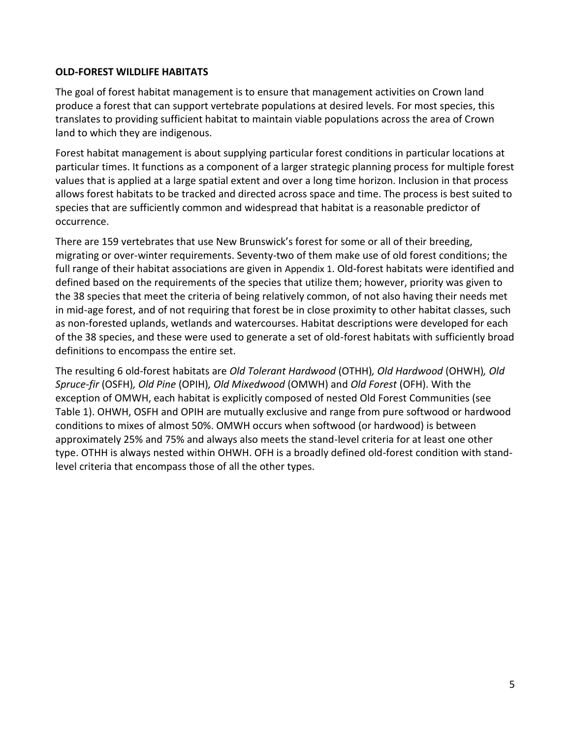## OLD-FOREST WILDLIFE HABITATS

The goal of forest habitat management is to ensure that management activities on Crown land produce a forest that can support vertebrate populations at desired levels. For most species, this translates to providing sufficient habitat to maintain viable populations across the area of Crown land to which they are indigenous.

Forest habitat management is about supplying particular forest conditions in particular locations at particular times. It functions as a component of a larger strategic planning process for multiple forest values that is applied at a large spatial extent and over a long time horizon. Inclusion in that process allows forest habitats to be tracked and directed across space and time. The process is best suited to species that are sufficiently common and widespread that habitat is a reasonable predictor of occurrence.

There are 159 vertebrates that use New Brunswick's forest for some or all of their breeding, migrating or over-winter requirements. Seventy-two of them make use of old forest conditions; the full range of their habitat associations are given in Appendix 1. Old-forest habitats were identified and defined based on the requirements of the species that utilize them; however, priority was given to the 38 species that meet the criteria of being relatively common, of not also having their needs met in mid-age forest, and of not requiring that forest be in close proximity to other habitat classes, such as non-forested uplands, wetlands and watercourses. Habitat descriptions were developed for each of the 38 species, and these were used to generate a set of old-forest habitats with sufficiently broad definitions to encompass the entire set.

The resulting 6 old-forest habitats are *Old Tolerant Hardwood* (OTHH)*, Old Hardwood* (OHWH)*, Old Spruce-fir* (OSFH)*, Old Pine* (OPIH)*, Old Mixedwood* (OMWH) and *Old Forest* (OFH). With the exception of OMWH, each habitat is explicitly composed of nested Old Forest Communities (see Table 1). OHWH, OSFH and OPIH are mutually exclusive and range from pure softwood or hardwood conditions to mixes of almost 50%. OMWH occurs when softwood (or hardwood) is between approximately 25% and 75% and always also meets the stand-level criteria for at least one other type. OTHH is always nested within OHWH. OFH is a broadly defined old-forest condition with stand-level criteria that encompass those of all the other types.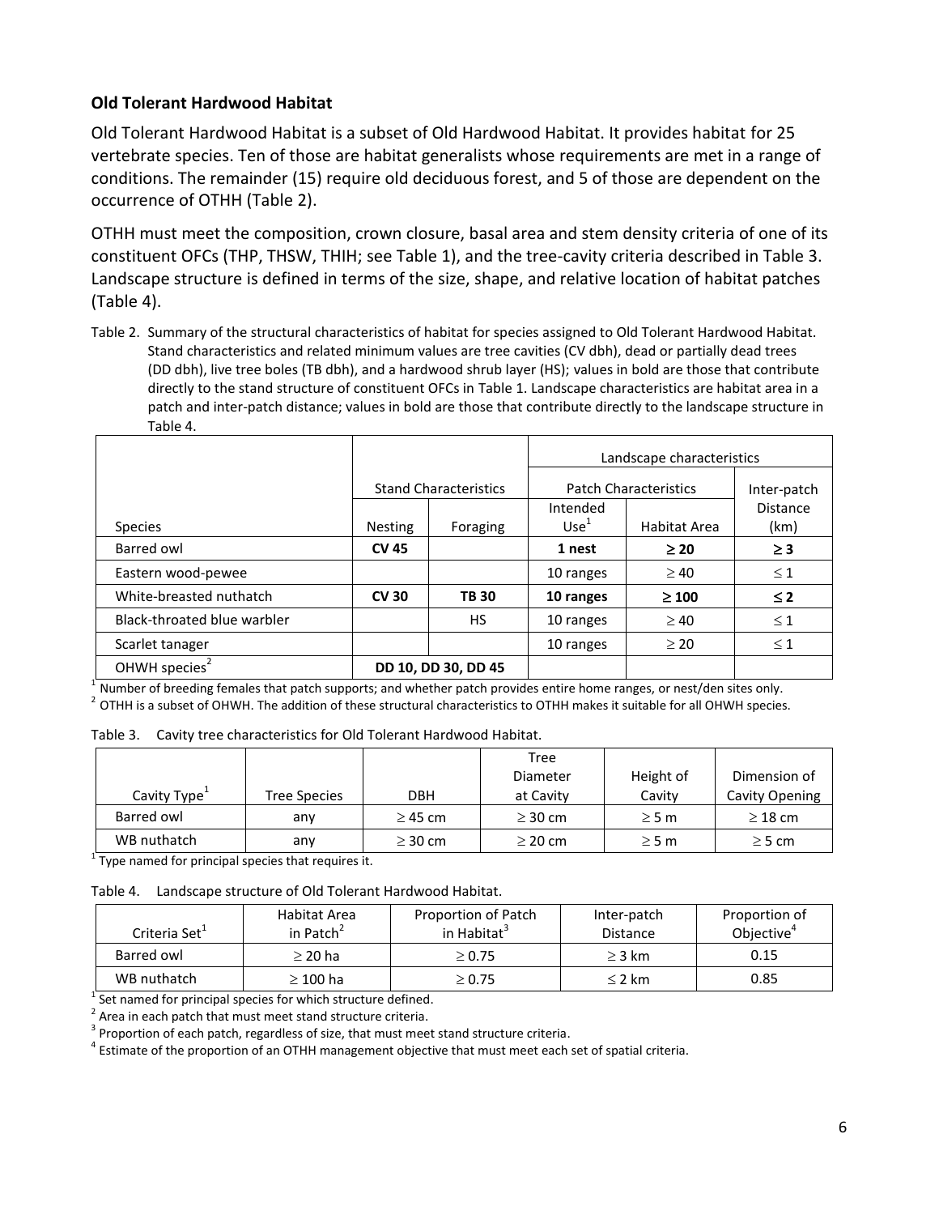## Old Tolerant Hardwood Habitat

Old Tolerant Hardwood Habitat is a subset of Old Hardwood Habitat. It provides habitat for 25 vertebrate species. Ten of those are habitat generalists whose requirements are met in a range of conditions. The remainder (15) require old deciduous forest, and 5 of those are dependent on the occurrence of OTHH (Table 2).

OTHH must meet the composition, crown closure, basal area and stem density criteria of one of its constituent OFCs (THP, THSW, THIH; see Table 1), and the tree-cavity criteria described in Table 3. Landscape structure is defined in terms of the size, shape, and relative location of habitat patches (Table 4).

Table 2. Summary of the structural characteristics of habitat for species assigned to Old Tolerant Hardwood Habitat. Stand characteristics and related minimum values are tree cavities (CV dbh), dead or partially dead trees (DD dbh), live tree boles (TB dbh), and a hardwood shrub layer (HS); values in bold are those that contribute directly to the stand structure of constituent OFCs in Table 1. Landscape characteristics are habitat area in a patch and inter-patch distance; values in bold are those that contribute directly to the landscape structure in Table 4.

| | Stand Characteristics | | Landscape characteristics | | |
|---|---|---|---|---|---|
| | | | Patch Characteristics | | Inter-patch Distance (km) |
| Species | Nesting | Foraging | Intended Use[1] | Habitat Area | |
| Barred owl | **CV 45** | | **1 nest** | **≥ 20** | **≥ 3** |
| Eastern wood-pewee | | | 10 ranges | ≥ 40 | ≤ 1 |
| White-breasted nuthatch | **CV 30** | **TB 30** | **10 ranges** | **≥ 100** | **≤ 2** |
| Black-throated blue warbler | | HS | 10 ranges | ≥ 40 | ≤ 1 |
| Scarlet tanager | | | 10 ranges | ≥ 20 | ≤ 1 |
| OHWH species[2] | DD 10, DD 30, DD 45 | | | | |

[1] Number of breeding females that patch supports; and whether patch provides entire home ranges, or nest/den sites only.
[2] OTHH is a subset of OHWH. The addition of these structural characteristics to OTHH makes it suitable for all OHWH species.

Table 3. Cavity tree characteristics for Old Tolerant Hardwood Habitat.

| Cavity Type[1] | Tree Species | DBH | Tree Diameter at Cavity | Height of Cavity | Dimension of Cavity Opening |
|---|---|---|---|---|---|
| Barred owl | any | ≥ 45 cm | ≥ 30 cm | ≥ 5 m | ≥ 18 cm |
| WB nuthatch | any | ≥ 30 cm | ≥ 20 cm | ≥ 5 m | ≥ 5 cm |

[1] Type named for principal species that requires it.

Table 4. Landscape structure of Old Tolerant Hardwood Habitat.

| Criteria Set[1] | Habitat Area in Patch[2] | Proportion of Patch in Habitat[3] | Inter-patch Distance | Proportion of Objective[4] |
|---|---|---|---|---|
| Barred owl | ≥ 20 ha | ≥ 0.75 | ≥ 3 km | 0.15 |
| WB nuthatch | ≥ 100 ha | ≥ 0.75 | ≤ 2 km | 0.85 |

[1] Set named for principal species for which structure defined.
[2] Area in each patch that must meet stand structure criteria.
[3] Proportion of each patch, regardless of size, that must meet stand structure criteria.
[4] Estimate of the proportion of an OTHH management objective that must meet each set of spatial criteria.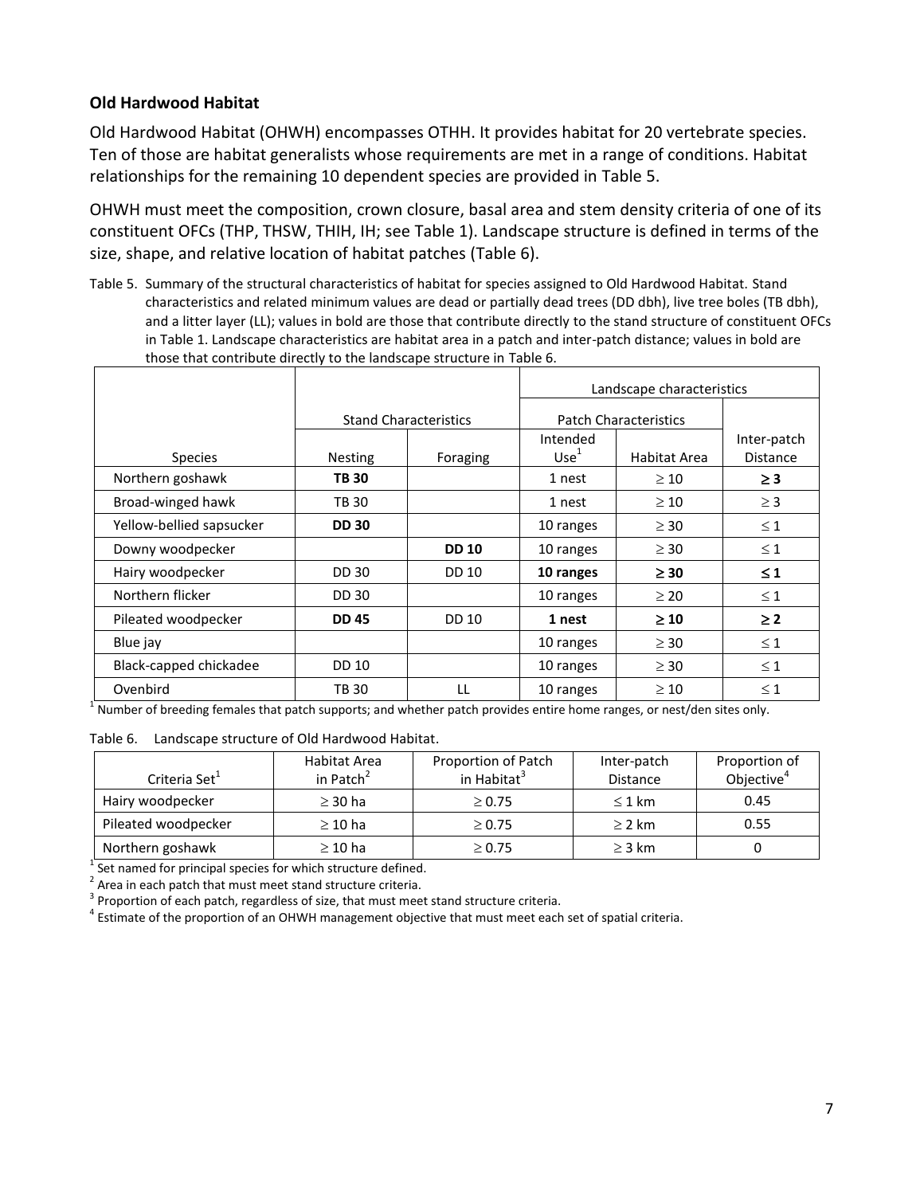### Old Hardwood Habitat

Old Hardwood Habitat (OHWH) encompasses OTHH. It provides habitat for 20 vertebrate species. Ten of those are habitat generalists whose requirements are met in a range of conditions. Habitat relationships for the remaining 10 dependent species are provided in Table 5.

OHWH must meet the composition, crown closure, basal area and stem density criteria of one of its constituent OFCs (THP, THSW, THIH, IH; see Table 1). Landscape structure is defined in terms of the size, shape, and relative location of habitat patches (Table 6).

Table 5. Summary of the structural characteristics of habitat for species assigned to Old Hardwood Habitat. Stand characteristics and related minimum values are dead or partially dead trees (DD dbh), live tree boles (TB dbh), and a litter layer (LL); values in bold are those that contribute directly to the stand structure of constituent OFCs in Table 1. Landscape characteristics are habitat area in a patch and inter-patch distance; values in bold are those that contribute directly to the landscape structure in Table 6.

| | Stand Characteristics | | Landscape characteristics | | |
|---|---|---|---|---|---|
| | | | Patch Characteristics | | |
| Species | Nesting | Foraging | Intended Use[1] | Habitat Area | Inter-patch Distance |
| Northern goshawk | **TB 30** | | 1 nest | ≥ 10 | **≥ 3** |
| Broad-winged hawk | TB 30 | | 1 nest | ≥ 10 | ≥ 3 |
| Yellow-bellied sapsucker | **DD 30** | | 10 ranges | ≥ 30 | ≤ 1 |
| Downy woodpecker | | **DD 10** | 10 ranges | ≥ 30 | ≤ 1 |
| Hairy woodpecker | DD 30 | DD 10 | **10 ranges** | **≥ 30** | **≤ 1** |
| Northern flicker | DD 30 | | 10 ranges | ≥ 20 | ≤ 1 |
| Pileated woodpecker | **DD 45** | DD 10 | **1 nest** | **≥ 10** | **≥ 2** |
| Blue jay | | | 10 ranges | ≥ 30 | ≤ 1 |
| Black-capped chickadee | DD 10 | | 10 ranges | ≥ 30 | ≤ 1 |
| Ovenbird | TB 30 | LL | 10 ranges | ≥ 10 | ≤ 1 |

[1] Number of breeding females that patch supports; and whether patch provides entire home ranges, or nest/den sites only.

Table 6. Landscape structure of Old Hardwood Habitat.

| Criteria Set[1] | Habitat Area in Patch[2] | Proportion of Patch in Habitat[3] | Inter-patch Distance | Proportion of Objective[4] |
|---|---|---|---|---|
| Hairy woodpecker | ≥ 30 ha | ≥ 0.75 | ≤ 1 km | 0.45 |
| Pileated woodpecker | ≥ 10 ha | ≥ 0.75 | ≥ 2 km | 0.55 |
| Northern goshawk | ≥ 10 ha | ≥ 0.75 | ≥ 3 km | 0 |

[1] Set named for principal species for which structure defined.
[2] Area in each patch that must meet stand structure criteria.
[3] Proportion of each patch, regardless of size, that must meet stand structure criteria.
[4] Estimate of the proportion of an OHWH management objective that must meet each set of spatial criteria.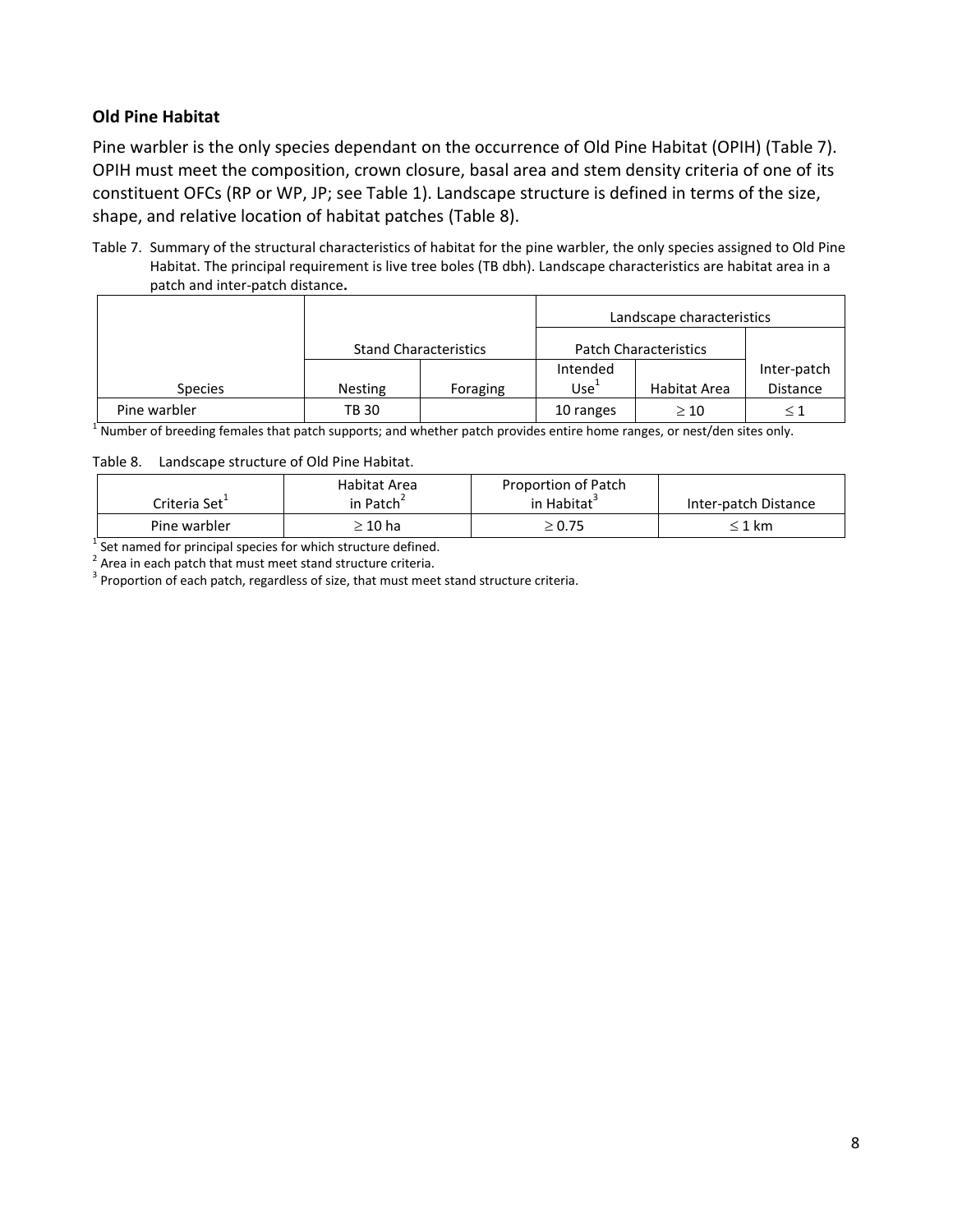## Old Pine Habitat

Pine warbler is the only species dependant on the occurrence of Old Pine Habitat (OPIH) (Table 7). OPIH must meet the composition, crown closure, basal area and stem density criteria of one of its constituent OFCs (RP or WP, JP; see Table 1). Landscape structure is defined in terms of the size, shape, and relative location of habitat patches (Table 8).

Table 7. Summary of the structural characteristics of habitat for the pine warbler, the only species assigned to Old Pine Habitat. The principal requirement is live tree boles (TB dbh). Landscape characteristics are habitat area in a patch and inter-patch distance**.**

| | | | Landscape characteristics | | |
|---|---|---|---|---|---|
| | Stand Characteristics | | Patch Characteristics | | |
| Species | Nesting | Foraging | Intended Use[1] | Habitat Area | Inter-patch Distance |
| Pine warbler | TB 30 | | 10 ranges | ≥ 10 | ≤ 1 |

[1] Number of breeding females that patch supports; and whether patch provides entire home ranges, or nest/den sites only.

Table 8. Landscape structure of Old Pine Habitat.

| Criteria Set[1] | Habitat Area in Patch[2] | Proportion of Patch in Habitat[3] | Inter-patch Distance |
|---|---|---|---|
| Pine warbler | ≥ 10 ha | ≥ 0.75 | ≤ 1 km |

[1] Set named for principal species for which structure defined.
[2] Area in each patch that must meet stand structure criteria.
[3] Proportion of each patch, regardless of size, that must meet stand structure criteria.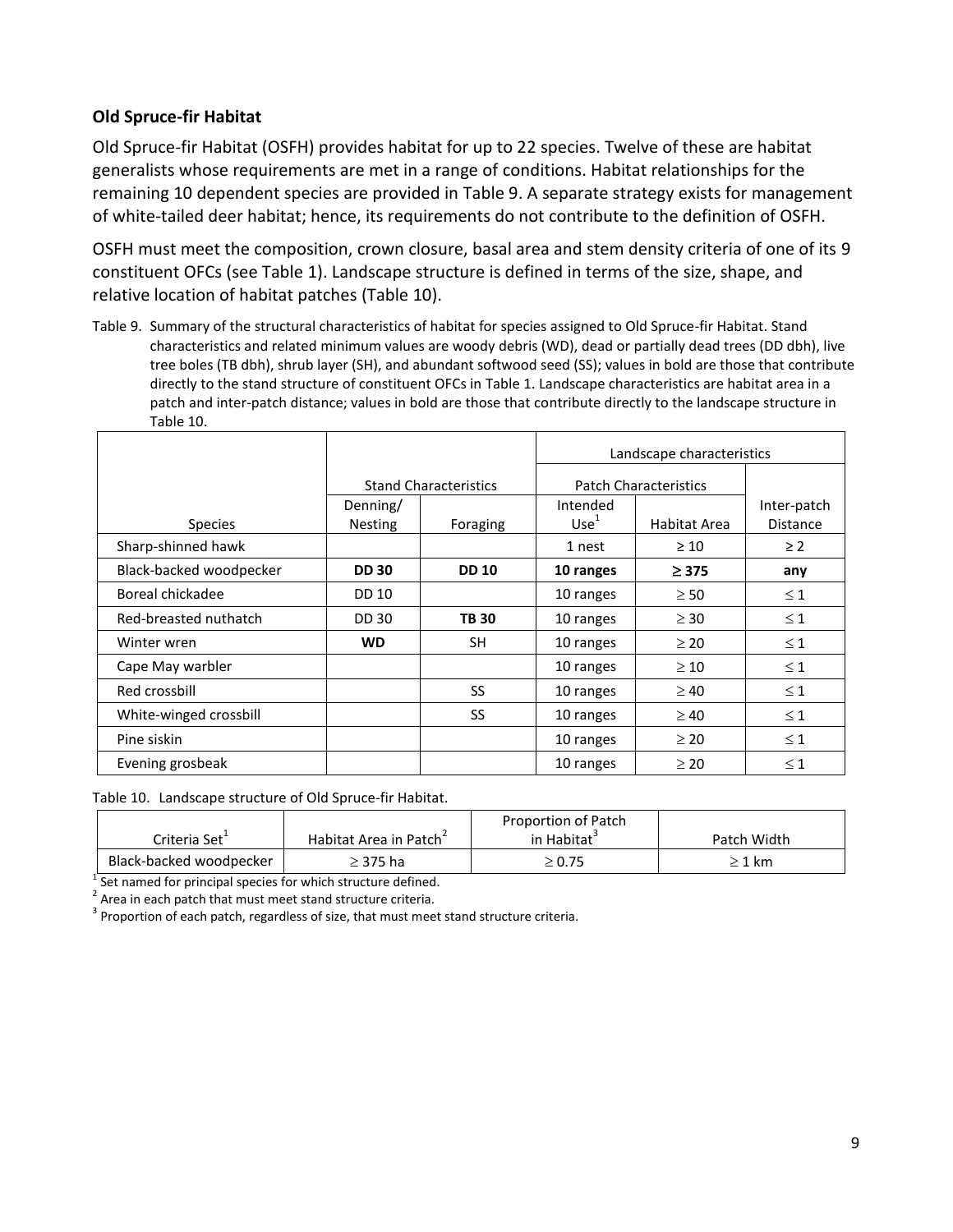### Old Spruce-fir Habitat

Old Spruce-fir Habitat (OSFH) provides habitat for up to 22 species. Twelve of these are habitat generalists whose requirements are met in a range of conditions. Habitat relationships for the remaining 10 dependent species are provided in Table 9. A separate strategy exists for management of white-tailed deer habitat; hence, its requirements do not contribute to the definition of OSFH.

OSFH must meet the composition, crown closure, basal area and stem density criteria of one of its 9 constituent OFCs (see Table 1). Landscape structure is defined in terms of the size, shape, and relative location of habitat patches (Table 10).

Table 9. Summary of the structural characteristics of habitat for species assigned to Old Spruce-fir Habitat. Stand characteristics and related minimum values are woody debris (WD), dead or partially dead trees (DD dbh), live tree boles (TB dbh), shrub layer (SH), and abundant softwood seed (SS); values in bold are those that contribute directly to the stand structure of constituent OFCs in Table 1. Landscape characteristics are habitat area in a patch and inter-patch distance; values in bold are those that contribute directly to the landscape structure in Table 10.

| | | | Landscape characteristics | | |
|---|---|---|---|---|---|
| | Stand Characteristics | | Patch Characteristics | | |
| Species | Denning/ Nesting | Foraging | Intended Use[1] | Habitat Area | Inter-patch Distance |
| Sharp-shinned hawk | | | 1 nest | ≥ 10 | ≥ 2 |
| Black-backed woodpecker | **DD 30** | **DD 10** | **10 ranges** | **≥ 375** | **any** |
| Boreal chickadee | DD 10 | | 10 ranges | ≥ 50 | ≤ 1 |
| Red-breasted nuthatch | DD 30 | **TB 30** | 10 ranges | ≥ 30 | ≤ 1 |
| Winter wren | **WD** | SH | 10 ranges | ≥ 20 | ≤ 1 |
| Cape May warbler | | | 10 ranges | ≥ 10 | ≤ 1 |
| Red crossbill | | SS | 10 ranges | ≥ 40 | ≤ 1 |
| White-winged crossbill | | SS | 10 ranges | ≥ 40 | ≤ 1 |
| Pine siskin | | | 10 ranges | ≥ 20 | ≤ 1 |
| Evening grosbeak | | | 10 ranges | ≥ 20 | ≤ 1 |

Table 10. Landscape structure of Old Spruce-fir Habitat.

| Criteria Set[1] | Habitat Area in Patch[2] | Proportion of Patch in Habitat[3] | Patch Width |
|---|---|---|---|
| Black-backed woodpecker | ≥ 375 ha | ≥ 0.75 | ≥ 1 km |

[1] Set named for principal species for which structure defined.
[2] Area in each patch that must meet stand structure criteria.
[3] Proportion of each patch, regardless of size, that must meet stand structure criteria.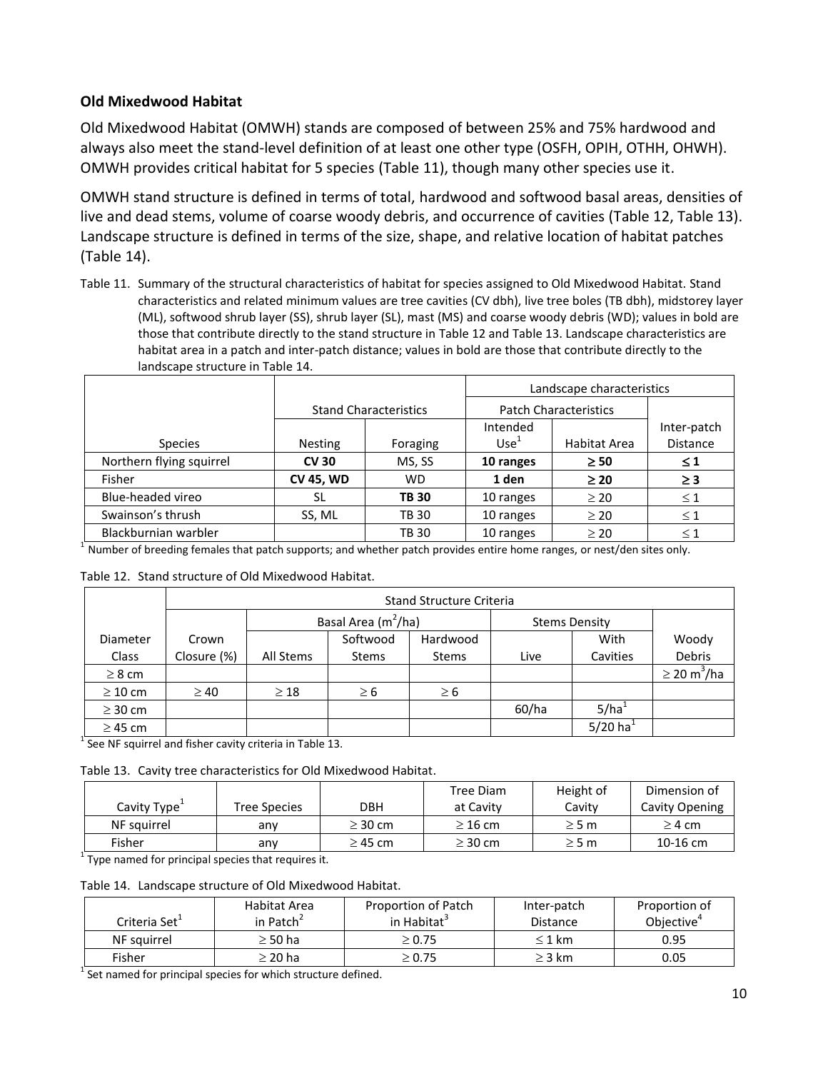## Old Mixedwood Habitat

Old Mixedwood Habitat (OMWH) stands are composed of between 25% and 75% hardwood and always also meet the stand-level definition of at least one other type (OSFH, OPIH, OTHH, OHWH). OMWH provides critical habitat for 5 species (Table 11), though many other species use it.

OMWH stand structure is defined in terms of total, hardwood and softwood basal areas, densities of live and dead stems, volume of coarse woody debris, and occurrence of cavities (Table 12, Table 13). Landscape structure is defined in terms of the size, shape, and relative location of habitat patches (Table 14).

Table 11. Summary of the structural characteristics of habitat for species assigned to Old Mixedwood Habitat. Stand characteristics and related minimum values are tree cavities (CV dbh), live tree boles (TB dbh), midstorey layer (ML), softwood shrub layer (SS), shrub layer (SL), mast (MS) and coarse woody debris (WD); values in bold are those that contribute directly to the stand structure in Table 12 and Table 13. Landscape characteristics are habitat area in a patch and inter-patch distance; values in bold are those that contribute directly to the landscape structure in Table 14.

| | Stand Characteristics | | Landscape characteristics | | |
|---|---|---|---|---|---|
| | | | Patch Characteristics | | |
| Species | Nesting | Foraging | Intended Use[1] | Habitat Area | Inter-patch Distance |
| Northern flying squirrel | **CV 30** | MS, SS | **10 ranges** | **≥ 50** | **≤ 1** |
| Fisher | **CV 45, WD** | WD | **1 den** | **≥ 20** | **≥ 3** |
| Blue-headed vireo | SL | **TB 30** | 10 ranges | ≥ 20 | ≤ 1 |
| Swainson's thrush | SS, ML | TB 30 | 10 ranges | ≥ 20 | ≤ 1 |
| Blackburnian warbler | | TB 30 | 10 ranges | ≥ 20 | ≤ 1 |

[1] Number of breeding females that patch supports; and whether patch provides entire home ranges, or nest/den sites only.

Table 12. Stand structure of Old Mixedwood Habitat.

| | Stand Structure Criteria | | | | | | |
|---|---|---|---|---|---|---|---|
| | | Basal Area ($m^2$/ha) | | | Stems Density | | |
| Diameter Class | Crown Closure (%) | All Stems | Softwood Stems | Hardwood Stems | Live | With Cavities | Woody Debris |
| ≥ 8 cm | | | | | | | ≥ 20 $m^3$/ha |
| ≥ 10 cm | ≥ 40 | ≥ 18 | ≥ 6 | ≥ 6 | | | |
| ≥ 30 cm | | | | | 60/ha | 5/ha[1] | |
| ≥ 45 cm | | | | | | 5/20 ha[1] | |

[1] See NF squirrel and fisher cavity criteria in Table 13.

Table 13. Cavity tree characteristics for Old Mixedwood Habitat.

| Cavity Type[1] | Tree Species | DBH | Tree Diam at Cavity | Height of Cavity | Dimension of Cavity Opening |
|---|---|---|---|---|---|
| NF squirrel | any | ≥ 30 cm | ≥ 16 cm | ≥ 5 m | ≥ 4 cm |
| Fisher | any | ≥ 45 cm | ≥ 30 cm | ≥ 5 m | 10-16 cm |

[1] Type named for principal species that requires it.

Table 14. Landscape structure of Old Mixedwood Habitat.

| Criteria Set[1] | Habitat Area in Patch[2] | Proportion of Patch in Habitat[3] | Inter-patch Distance | Proportion of Objective[4] |
|---|---|---|---|---|
| NF squirrel | ≥ 50 ha | ≥ 0.75 | ≤ 1 km | 0.95 |
| Fisher | ≥ 20 ha | ≥ 0.75 | ≥ 3 km | 0.05 |

[1] Set named for principal species for which structure defined.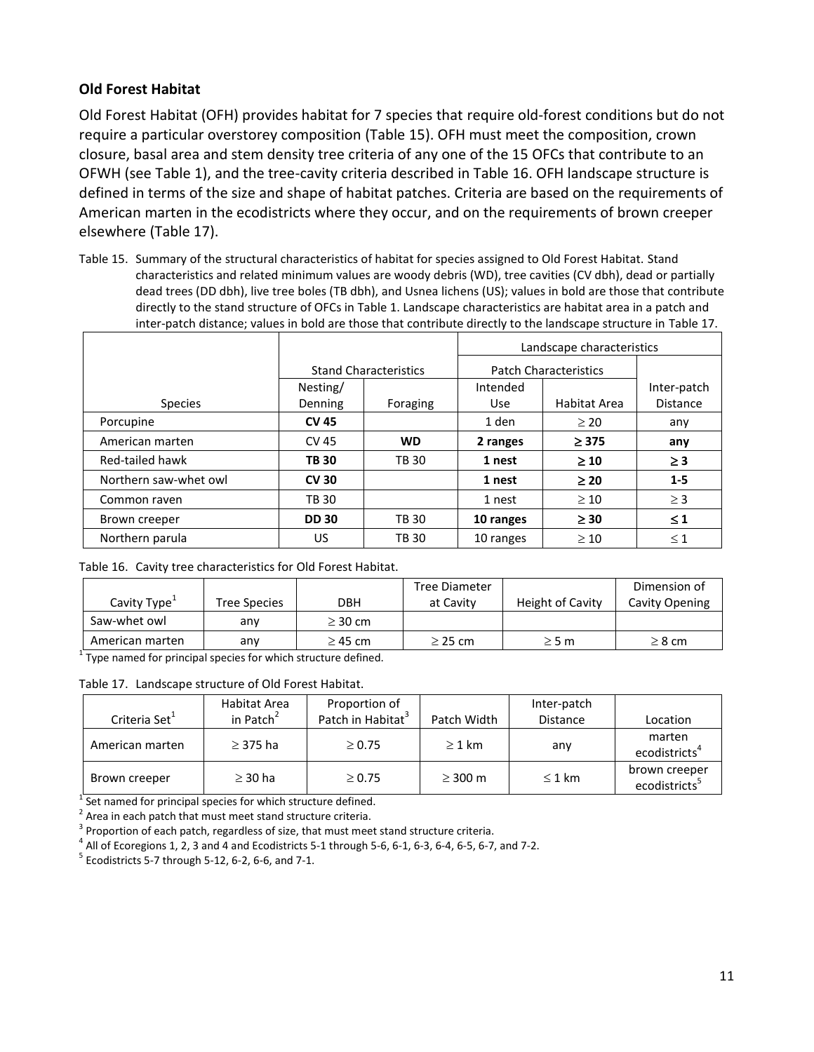### Old Forest Habitat

Old Forest Habitat (OFH) provides habitat for 7 species that require old-forest conditions but do not require a particular overstorey composition (Table 15). OFH must meet the composition, crown closure, basal area and stem density tree criteria of any one of the 15 OFCs that contribute to an OFWH (see Table 1), and the tree-cavity criteria described in Table 16. OFH landscape structure is defined in terms of the size and shape of habitat patches. Criteria are based on the requirements of American marten in the ecodistricts where they occur, and on the requirements of brown creeper elsewhere (Table 17).

Table 15. Summary of the structural characteristics of habitat for species assigned to Old Forest Habitat. Stand characteristics and related minimum values are woody debris (WD), tree cavities (CV dbh), dead or partially dead trees (DD dbh), live tree boles (TB dbh), and Usnea lichens (US); values in bold are those that contribute directly to the stand structure of OFCs in Table 1. Landscape characteristics are habitat area in a patch and inter-patch distance; values in bold are those that contribute directly to the landscape structure in Table 17.

| | Stand Characteristics | | Landscape characteristics | | |
|---|---|---|---|---|---|
| | | | Patch Characteristics | | |
| Species | Nesting/ Denning | Foraging | Intended Use | Habitat Area | Inter-patch Distance |
| Porcupine | **CV 45** | | 1 den | ≥ 20 | any |
| American marten | CV 45 | **WD** | **2 ranges** | **≥ 375** | **any** |
| Red-tailed hawk | **TB 30** | TB 30 | **1 nest** | **≥ 10** | **≥ 3** |
| Northern saw-whet owl | **CV 30** | | **1 nest** | **≥ 20** | **1-5** |
| Common raven | TB 30 | | 1 nest | ≥ 10 | ≥ 3 |
| Brown creeper | **DD 30** | TB 30 | **10 ranges** | **≥ 30** | **≤ 1** |
| Northern parula | US | TB 30 | 10 ranges | ≥ 10 | ≤ 1 |

Table 16. Cavity tree characteristics for Old Forest Habitat.

| Cavity Type[1] | Tree Species | DBH | Tree Diameter at Cavity | Height of Cavity | Dimension of Cavity Opening |
|---|---|---|---|---|---|
| Saw-whet owl | any | ≥ 30 cm | | | |
| American marten | any | ≥ 45 cm | ≥ 25 cm | ≥ 5 m | ≥ 8 cm |

[1] Type named for principal species for which structure defined.

Table 17. Landscape structure of Old Forest Habitat.

| Criteria Set[1] | Habitat Area in Patch[2] | Proportion of Patch in Habitat[3] | Patch Width | Inter-patch Distance | Location |
|---|---|---|---|---|---|
| American marten | ≥ 375 ha | ≥ 0.75 | ≥ 1 km | any | marten ecodistricts[4] |
| Brown creeper | ≥ 30 ha | ≥ 0.75 | ≥ 300 m | ≤ 1 km | brown creeper ecodistricts[5] |

[1] Set named for principal species for which structure defined.
[2] Area in each patch that must meet stand structure criteria.
[3] Proportion of each patch, regardless of size, that must meet stand structure criteria.
[4] All of Ecoregions 1, 2, 3 and 4 and Ecodistricts 5-1 through 5-6, 6-1, 6-3, 6-4, 6-5, 6-7, and 7-2.
[5] Ecodistricts 5-7 through 5-12, 6-2, 6-6, and 7-1.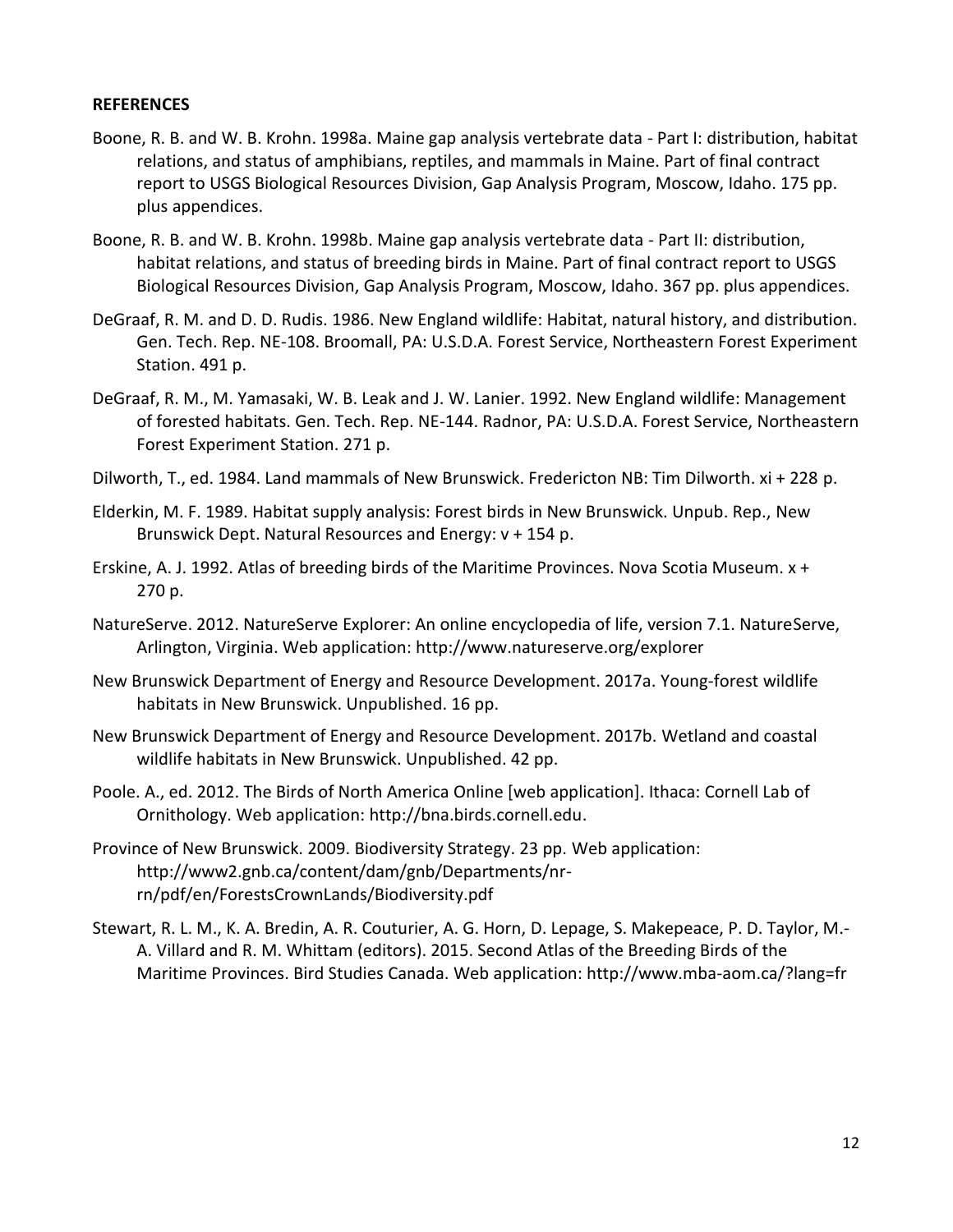**REFERENCES**

Boone, R. B. and W. B. Krohn. 1998a. Maine gap analysis vertebrate data - Part I: distribution, habitat relations, and status of amphibians, reptiles, and mammals in Maine. Part of final contract report to USGS Biological Resources Division, Gap Analysis Program, Moscow, Idaho. 175 pp. plus appendices.

Boone, R. B. and W. B. Krohn. 1998b. Maine gap analysis vertebrate data - Part II: distribution, habitat relations, and status of breeding birds in Maine. Part of final contract report to USGS Biological Resources Division, Gap Analysis Program, Moscow, Idaho. 367 pp. plus appendices.

DeGraaf, R. M. and D. D. Rudis. 1986. New England wildlife: Habitat, natural history, and distribution. Gen. Tech. Rep. NE-108. Broomall, PA: U.S.D.A. Forest Service, Northeastern Forest Experiment Station. 491 p.

DeGraaf, R. M., M. Yamasaki, W. B. Leak and J. W. Lanier. 1992. New England wildlife: Management of forested habitats. Gen. Tech. Rep. NE-144. Radnor, PA: U.S.D.A. Forest Service, Northeastern Forest Experiment Station. 271 p.

Dilworth, T., ed. 1984. Land mammals of New Brunswick. Fredericton NB: Tim Dilworth. xi + 228 p.

Elderkin, M. F. 1989. Habitat supply analysis: Forest birds in New Brunswick. Unpub. Rep., New Brunswick Dept. Natural Resources and Energy: v + 154 p.

Erskine, A. J. 1992. Atlas of breeding birds of the Maritime Provinces. Nova Scotia Museum. x + 270 p.

NatureServe. 2012. NatureServe Explorer: An online encyclopedia of life, version 7.1. NatureServe, Arlington, Virginia. Web application: http://www.natureserve.org/explorer

New Brunswick Department of Energy and Resource Development. 2017a. Young-forest wildlife habitats in New Brunswick. Unpublished. 16 pp.

New Brunswick Department of Energy and Resource Development. 2017b. Wetland and coastal wildlife habitats in New Brunswick. Unpublished. 42 pp.

Poole. A., ed. 2012. The Birds of North America Online [web application]. Ithaca: Cornell Lab of Ornithology. Web application: http://bna.birds.cornell.edu.

Province of New Brunswick. 2009. Biodiversity Strategy. 23 pp. Web application: http://www2.gnb.ca/content/dam/gnb/Departments/nr-rn/pdf/en/ForestsCrownLands/Biodiversity.pdf

Stewart, R. L. M., K. A. Bredin, A. R. Couturier, A. G. Horn, D. Lepage, S. Makepeace, P. D. Taylor, M.-A. Villard and R. M. Whittam (editors). 2015. Second Atlas of the Breeding Birds of the Maritime Provinces. Bird Studies Canada. Web application: http://www.mba-aom.ca/?lang=fr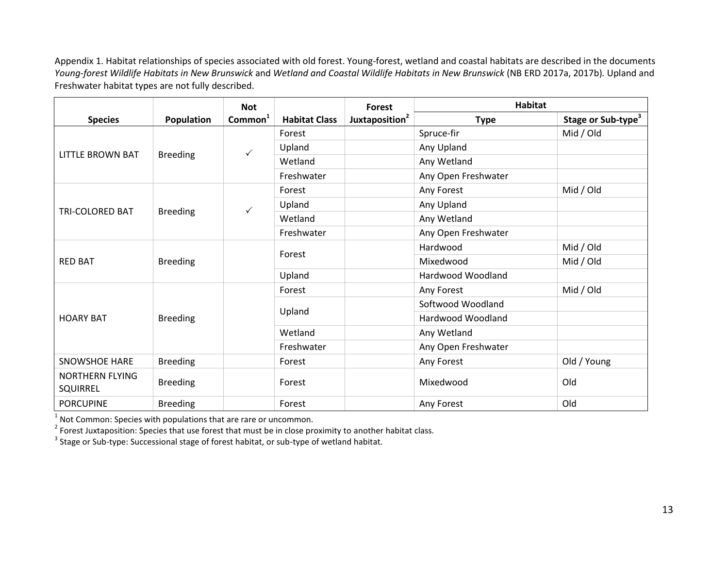Appendix 1. Habitat relationships of species associated with old forest. Young-forest, wetland and coastal habitats are described in the documents *Young-forest Wildlife Habitats in New Brunswick* and *Wetland and Coastal Wildlife Habitats in New Brunswick* (NB ERD 2017a, 2017b). Upland and Freshwater habitat types are not fully described.

| Species | Population | Not Common[1] | Habitat Class | Forest Juxtaposition[2] | Habitat | |
|---|---|---|---|---|---|---|
| | | | | | Type | Stage or Sub-type[3] |
| LITTLE BROWN BAT | Breeding | ✓ | Forest | | Spruce-fir | Mid / Old |
| | | | Upland | | Any Upland | |
| | | | Wetland | | Any Wetland | |
| | | | Freshwater | | Any Open Freshwater | |
| TRI-COLORED BAT | Breeding | ✓ | Forest | | Any Forest | Mid / Old |
| | | | Upland | | Any Upland | |
| | | | Wetland | | Any Wetland | |
| | | | Freshwater | | Any Open Freshwater | |
| RED BAT | Breeding | | Forest | | Hardwood | Mid / Old |
| | | | | | Mixedwood | Mid / Old |
| | | | Upland | | Hardwood Woodland | |
| HOARY BAT | Breeding | | Forest | | Any Forest | Mid / Old |
| | | | Upland | | Softwood Woodland | |
| | | | | | Hardwood Woodland | |
| | | | Wetland | | Any Wetland | |
| | | | Freshwater | | Any Open Freshwater | |
| SNOWSHOE HARE | Breeding | | Forest | | Any Forest | Old / Young |
| NORTHERN FLYING SQUIRREL | Breeding | | Forest | | Mixedwood | Old |
| PORCUPINE | Breeding | | Forest | | Any Forest | Old |

[1] Not Common: Species with populations that are rare or uncommon.
[2] Forest Juxtaposition: Species that use forest that must be in close proximity to another habitat class.
[3] Stage or Sub-type: Successional stage of forest habitat, or sub-type of wetland habitat.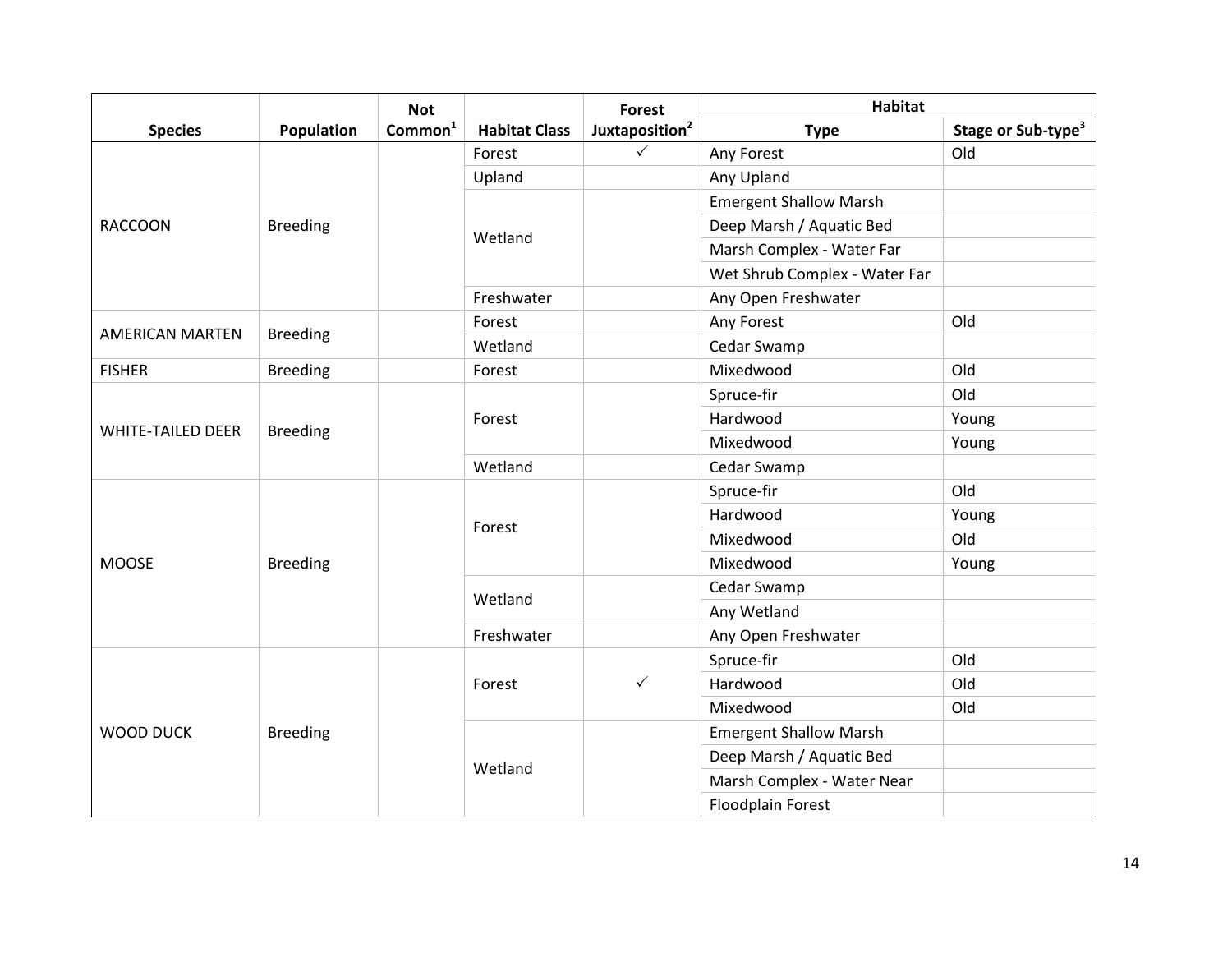| Species | Population | Not Common[1] | Habitat Class | Forest Juxtaposition[2] | Habitat | |
|---|---|---|---|---|---|---|
| | | | | | Type | Stage or Sub-type[3] |
| RACCOON | Breeding | | Forest | ✓ | Any Forest | Old |
| | | | Upland | | Any Upland | |
| | | | Wetland | | Emergent Shallow Marsh | |
| | | | | | Deep Marsh / Aquatic Bed | |
| | | | | | Marsh Complex - Water Far | |
| | | | | | Wet Shrub Complex - Water Far | |
| | | | Freshwater | | Any Open Freshwater | |
| AMERICAN MARTEN | Breeding | | Forest | | Any Forest | Old |
| | | | Wetland | | Cedar Swamp | |
| FISHER | Breeding | | Forest | | Mixedwood | Old |
| WHITE-TAILED DEER | Breeding | | Forest | | Spruce-fir | Old |
| | | | | | Hardwood | Young |
| | | | | | Mixedwood | Young |
| | | | Wetland | | Cedar Swamp | |
| MOOSE | Breeding | | Forest | | Spruce-fir | Old |
| | | | | | Hardwood | Young |
| | | | | | Mixedwood | Old |
| | | | | | Mixedwood | Young |
| | | | Wetland | | Cedar Swamp | |
| | | | | | Any Wetland | |
| | | | Freshwater | | Any Open Freshwater | |
| WOOD DUCK | Breeding | | Forest | ✓ | Spruce-fir | Old |
| | | | | | Hardwood | Old |
| | | | | | Mixedwood | Old |
| | | | Wetland | | Emergent Shallow Marsh | |
| | | | | | Deep Marsh / Aquatic Bed | |
| | | | | | Marsh Complex - Water Near | |
| | | | | | Floodplain Forest | |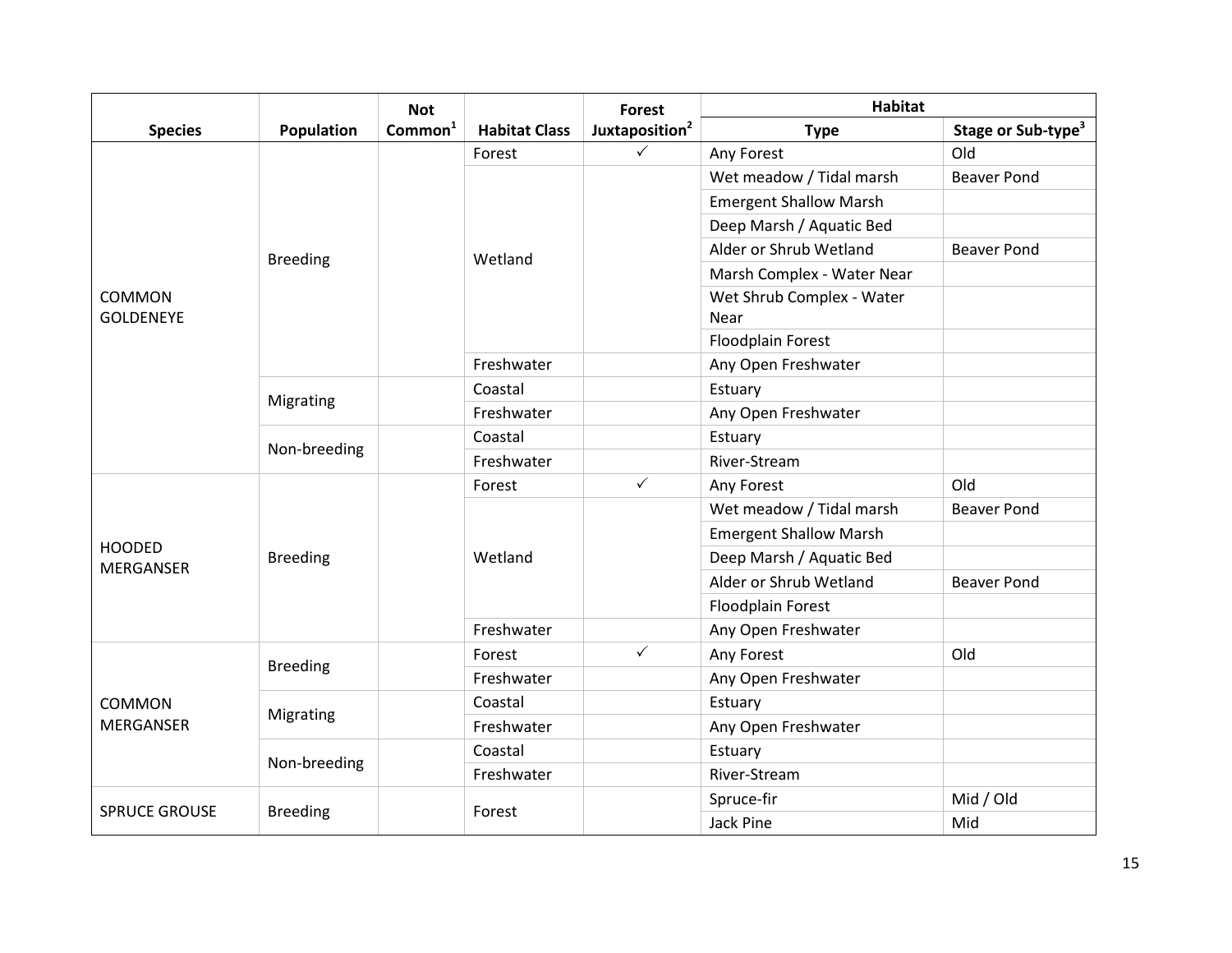| Species | Population | Not Common[1] | Habitat Class | Forest Juxtaposition[2] | Habitat | |
|---|---|---|---|---|---|---|
| | | | | | Type | Stage or Sub-type[3] |
| COMMON GOLDENEYE | Breeding | | Forest | ✓ | Any Forest | Old |
| | | | Wetland | | Wet meadow / Tidal marsh | Beaver Pond |
| | | | | | Emergent Shallow Marsh | |
| | | | | | Deep Marsh / Aquatic Bed | |
| | | | | | Alder or Shrub Wetland | Beaver Pond |
| | | | | | Marsh Complex - Water Near | |
| | | | | | Wet Shrub Complex - Water Near | |
| | | | | | Floodplain Forest | |
| | | | Freshwater | | Any Open Freshwater | |
| | Migrating | | Coastal | | Estuary | |
| | | | Freshwater | | Any Open Freshwater | |
| | Non-breeding | | Coastal | | Estuary | |
| | | | Freshwater | | River-Stream | |
| HOODED MERGANSER | Breeding | | Forest | ✓ | Any Forest | Old |
| | | | Wetland | | Wet meadow / Tidal marsh | Beaver Pond |
| | | | | | Emergent Shallow Marsh | |
| | | | | | Deep Marsh / Aquatic Bed | |
| | | | | | Alder or Shrub Wetland | Beaver Pond |
| | | | | | Floodplain Forest | |
| | | | Freshwater | | Any Open Freshwater | |
| COMMON MERGANSER | Breeding | | Forest | ✓ | Any Forest | Old |
| | | | Freshwater | | Any Open Freshwater | |
| | Migrating | | Coastal | | Estuary | |
| | | | Freshwater | | Any Open Freshwater | |
| | Non-breeding | | Coastal | | Estuary | |
| | | | Freshwater | | River-Stream | |
| SPRUCE GROUSE | Breeding | | Forest | | Spruce-fir | Mid / Old |
| | | | | | Jack Pine | Mid |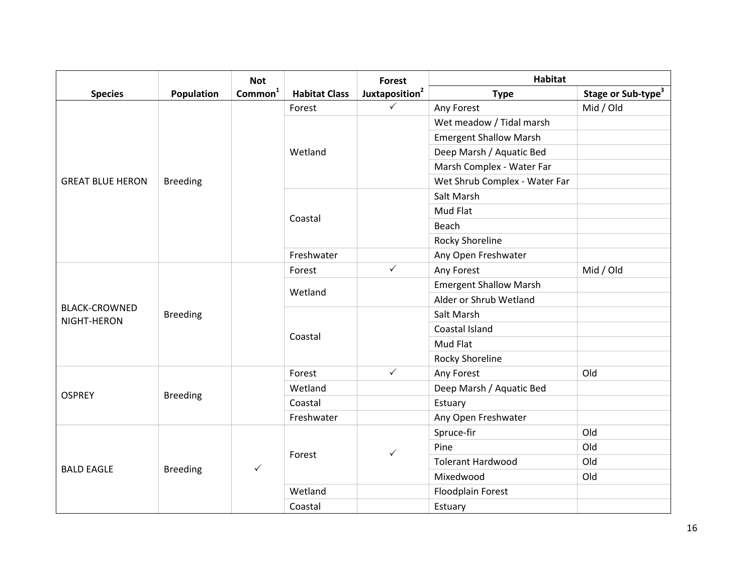| Species | Population | Not Common[1] | Habitat Class | Forest Juxtaposition[2] | Habitat Type | Habitat Stage or Sub-type[3] |
|---|---|---|---|---|---|---|
| GREAT BLUE HERON | Breeding | | Forest | ✓ | Any Forest | Mid / Old |
| | | | Wetland | | Wet meadow / Tidal marsh | |
| | | | | | Emergent Shallow Marsh | |
| | | | | | Deep Marsh / Aquatic Bed | |
| | | | | | Marsh Complex - Water Far | |
| | | | | | Wet Shrub Complex - Water Far | |
| | | | Coastal | | Salt Marsh | |
| | | | | | Mud Flat | |
| | | | | | Beach | |
| | | | | | Rocky Shoreline | |
| | | | Freshwater | | Any Open Freshwater | |
| BLACK-CROWNED NIGHT-HERON | Breeding | | Forest | ✓ | Any Forest | Mid / Old |
| | | | Wetland | | Emergent Shallow Marsh | |
| | | | | | Alder or Shrub Wetland | |
| | | | Coastal | | Salt Marsh | |
| | | | | | Coastal Island | |
| | | | | | Mud Flat | |
| | | | | | Rocky Shoreline | |
| OSPREY | Breeding | | Forest | ✓ | Any Forest | Old |
| | | | Wetland | | Deep Marsh / Aquatic Bed | |
| | | | Coastal | | Estuary | |
| | | | Freshwater | | Any Open Freshwater | |
| BALD EAGLE | Breeding | ✓ | Forest | ✓ | Spruce-fir | Old |
| | | | | | Pine | Old |
| | | | | | Tolerant Hardwood | Old |
| | | | | | Mixedwood | Old |
| | | | Wetland | | Floodplain Forest | |
| | | | Coastal | | Estuary | |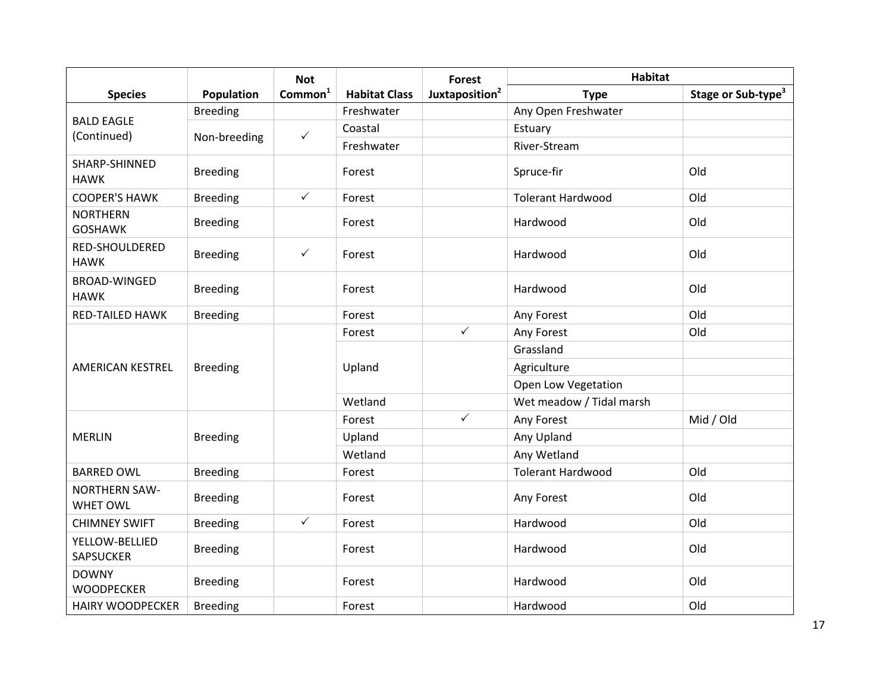| Species | Population | Not Common[1] | Habitat Class | Forest Juxtaposition[2] | Habitat | |
|---|---|---|---|---|---|---|
| | | | | | Type | Stage or Sub-type[3] |
| BALD EAGLE (Continued) | Breeding | | Freshwater | | Any Open Freshwater | |
| | Non-breeding | ✓ | Coastal | | Estuary | |
| | | | Freshwater | | River-Stream | |
| SHARP-SHINNED HAWK | Breeding | | Forest | | Spruce-fir | Old |
| COOPER'S HAWK | Breeding | ✓ | Forest | | Tolerant Hardwood | Old |
| NORTHERN GOSHAWK | Breeding | | Forest | | Hardwood | Old |
| RED-SHOULDERED HAWK | Breeding | ✓ | Forest | | Hardwood | Old |
| BROAD-WINGED HAWK | Breeding | | Forest | | Hardwood | Old |
| RED-TAILED HAWK | Breeding | | Forest | | Any Forest | Old |
| AMERICAN KESTREL | Breeding | | Forest | ✓ | Any Forest | Old |
| | | | Upland | | Grassland | |
| | | | | | Agriculture | |
| | | | | | Open Low Vegetation | |
| | | | Wetland | | Wet meadow / Tidal marsh | |
| MERLIN | Breeding | | Forest | ✓ | Any Forest | Mid / Old |
| | | | Upland | | Any Upland | |
| | | | Wetland | | Any Wetland | |
| BARRED OWL | Breeding | | Forest | | Tolerant Hardwood | Old |
| NORTHERN SAW-WHET OWL | Breeding | | Forest | | Any Forest | Old |
| CHIMNEY SWIFT | Breeding | ✓ | Forest | | Hardwood | Old |
| YELLOW-BELLIED SAPSUCKER | Breeding | | Forest | | Hardwood | Old |
| DOWNY WOODPECKER | Breeding | | Forest | | Hardwood | Old |
| HAIRY WOODPECKER | Breeding | | Forest | | Hardwood | Old |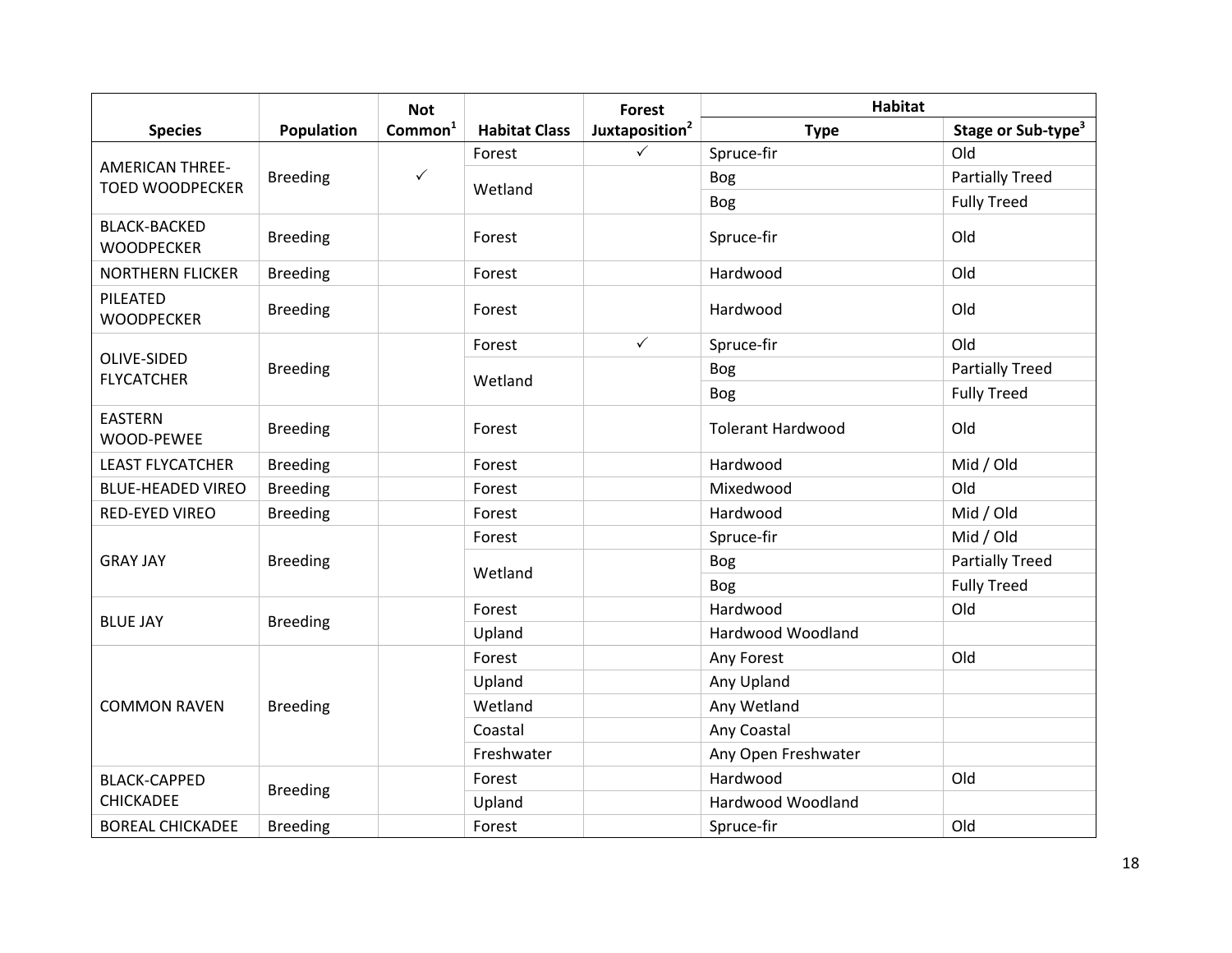| Species | Population | Not Common[1] | Habitat Class | Forest Juxtaposition[2] | Habitat | |
|---|---|---|---|---|---|---|
| | | | | | Type | Stage or Sub-type[3] |
| AMERICAN THREE-TOED WOODPECKER | Breeding | ✓ | Forest | ✓ | Spruce-fir | Old |
| | | | Wetland | | Bog | Partially Treed |
| | | | | | Bog | Fully Treed |
| BLACK-BACKED WOODPECKER | Breeding | | Forest | | Spruce-fir | Old |
| NORTHERN FLICKER | Breeding | | Forest | | Hardwood | Old |
| PILEATED WOODPECKER | Breeding | | Forest | | Hardwood | Old |
| OLIVE-SIDED FLYCATCHER | Breeding | | Forest | ✓ | Spruce-fir | Old |
| | | | Wetland | | Bog | Partially Treed |
| | | | | | Bog | Fully Treed |
| EASTERN WOOD-PEWEE | Breeding | | Forest | | Tolerant Hardwood | Old |
| LEAST FLYCATCHER | Breeding | | Forest | | Hardwood | Mid / Old |
| BLUE-HEADED VIREO | Breeding | | Forest | | Mixedwood | Old |
| RED-EYED VIREO | Breeding | | Forest | | Hardwood | Mid / Old |
| GRAY JAY | Breeding | | Forest | | Spruce-fir | Mid / Old |
| | | | Wetland | | Bog | Partially Treed |
| | | | | | Bog | Fully Treed |
| BLUE JAY | Breeding | | Forest | | Hardwood | Old |
| | | | Upland | | Hardwood Woodland | |
| COMMON RAVEN | Breeding | | Forest | | Any Forest | Old |
| | | | Upland | | Any Upland | |
| | | | Wetland | | Any Wetland | |
| | | | Coastal | | Any Coastal | |
| | | | Freshwater | | Any Open Freshwater | |
| BLACK-CAPPED CHICKADEE | Breeding | | Forest | | Hardwood | Old |
| | | | Upland | | Hardwood Woodland | |
| BOREAL CHICKADEE | Breeding | | Forest | | Spruce-fir | Old |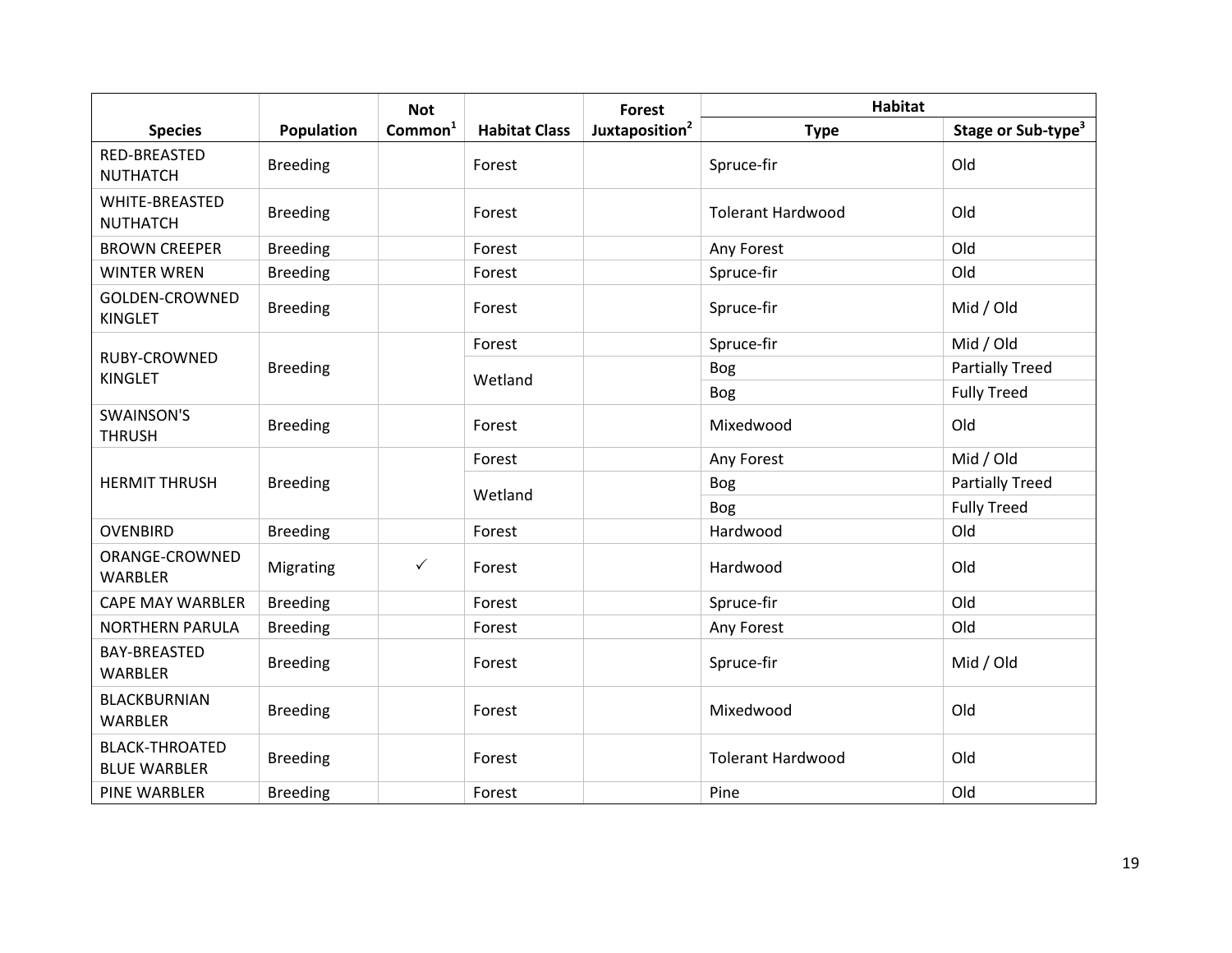| Species | Population | Not Common[1] | Habitat Class | Forest Juxtaposition[2] | Habitat | |
|---|---|---|---|---|---|---|
| | | | | | Type | Stage or Sub-type[3] |
| RED-BREASTED NUTHATCH | Breeding | | Forest | | Spruce-fir | Old |
| WHITE-BREASTED NUTHATCH | Breeding | | Forest | | Tolerant Hardwood | Old |
| BROWN CREEPER | Breeding | | Forest | | Any Forest | Old |
| WINTER WREN | Breeding | | Forest | | Spruce-fir | Old |
| GOLDEN-CROWNED KINGLET | Breeding | | Forest | | Spruce-fir | Mid / Old |
| RUBY-CROWNED KINGLET | Breeding | | Forest | | Spruce-fir | Mid / Old |
| | | | Wetland | | Bog | Partially Treed |
| | | | | | Bog | Fully Treed |
| SWAINSON'S THRUSH | Breeding | | Forest | | Mixedwood | Old |
| HERMIT THRUSH | Breeding | | Forest | | Any Forest | Mid / Old |
| | | | Wetland | | Bog | Partially Treed |
| | | | | | Bog | Fully Treed |
| OVENBIRD | Breeding | | Forest | | Hardwood | Old |
| ORANGE-CROWNED WARBLER | Migrating | ✓ | Forest | | Hardwood | Old |
| CAPE MAY WARBLER | Breeding | | Forest | | Spruce-fir | Old |
| NORTHERN PARULA | Breeding | | Forest | | Any Forest | Old |
| BAY-BREASTED WARBLER | Breeding | | Forest | | Spruce-fir | Mid / Old |
| BLACKBURNIAN WARBLER | Breeding | | Forest | | Mixedwood | Old |
| BLACK-THROATED BLUE WARBLER | Breeding | | Forest | | Tolerant Hardwood | Old |
| PINE WARBLER | Breeding | | Forest | | Pine | Old |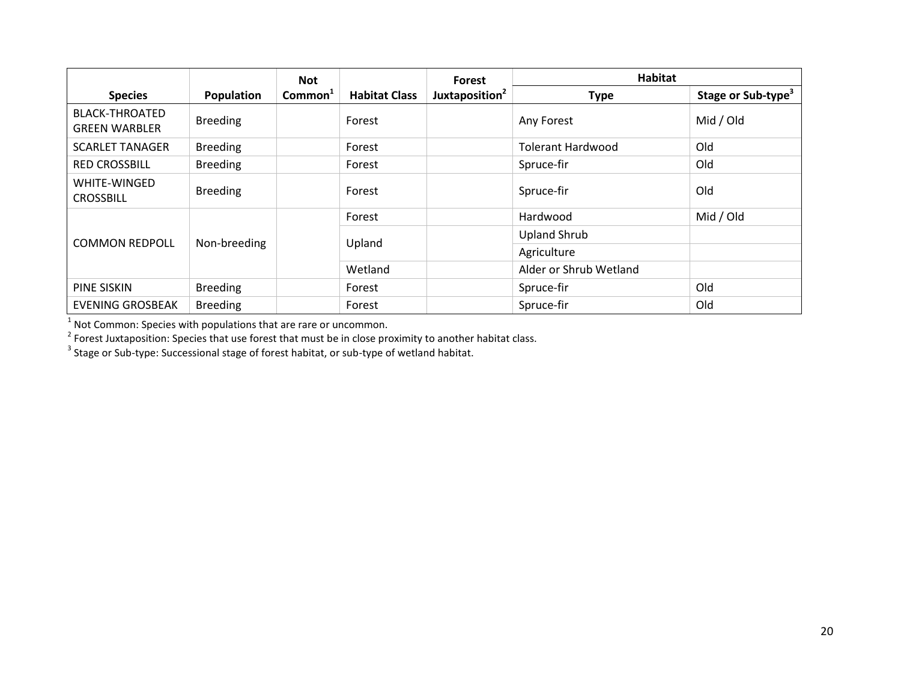| Species | Population | Not Common[1] | Habitat Class | Forest Juxtaposition[2] | Habitat | |
|---|---|---|---|---|---|---|
| | | | | | Type | Stage or Sub-type[3] |
| BLACK-THROATED GREEN WARBLER | Breeding | | Forest | | Any Forest | Mid / Old |
| SCARLET TANAGER | Breeding | | Forest | | Tolerant Hardwood | Old |
| RED CROSSBILL | Breeding | | Forest | | Spruce-fir | Old |
| WHITE-WINGED CROSSBILL | Breeding | | Forest | | Spruce-fir | Old |
| COMMON REDPOLL | Non-breeding | | Forest | | Hardwood | Mid / Old |
| | | | Upland | | Upland Shrub | |
| | | | | | Agriculture | |
| | | | Wetland | | Alder or Shrub Wetland | |
| PINE SISKIN | Breeding | | Forest | | Spruce-fir | Old |
| EVENING GROSBEAK | Breeding | | Forest | | Spruce-fir | Old |

[1] Not Common: Species with populations that are rare or uncommon.

[2] Forest Juxtaposition: Species that use forest that must be in close proximity to another habitat class.

[3] Stage or Sub-type: Successional stage of forest habitat, or sub-type of wetland habitat.